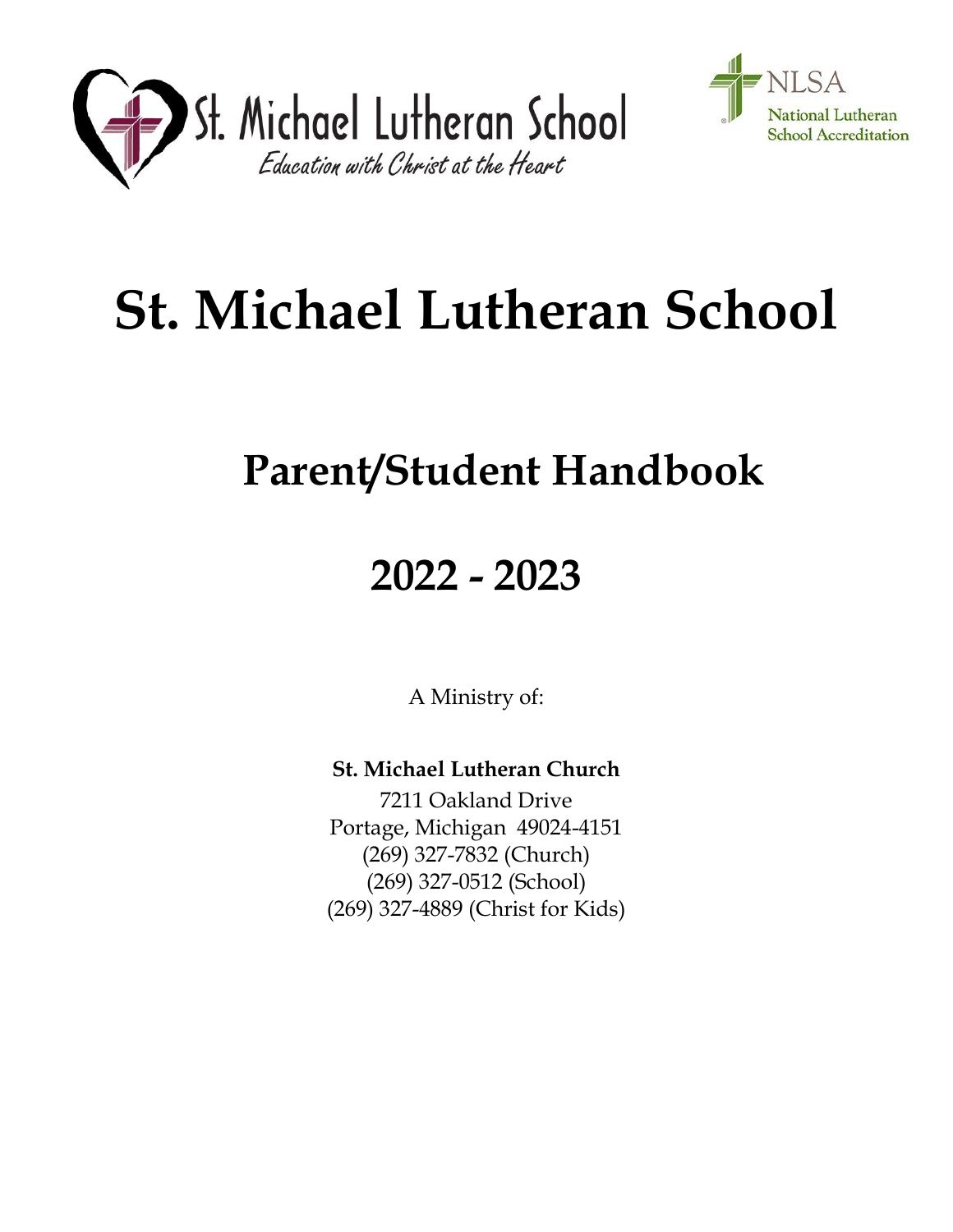St. Michael Lutheran School

*Education with Christ at the Heart*

NLSA

National Lutheran School Accreditation

# St. Michael Lutheran School

## Parent/Student Handbook

## 2022 - 2023

A Ministry of:

**St. Michael Lutheran Church**

7211 Oakland Drive
Portage, Michigan 49024-4151
(269) 327-7832 (Church)
(269) 327-0512 (School)
(269) 327-4889 (Christ for Kids)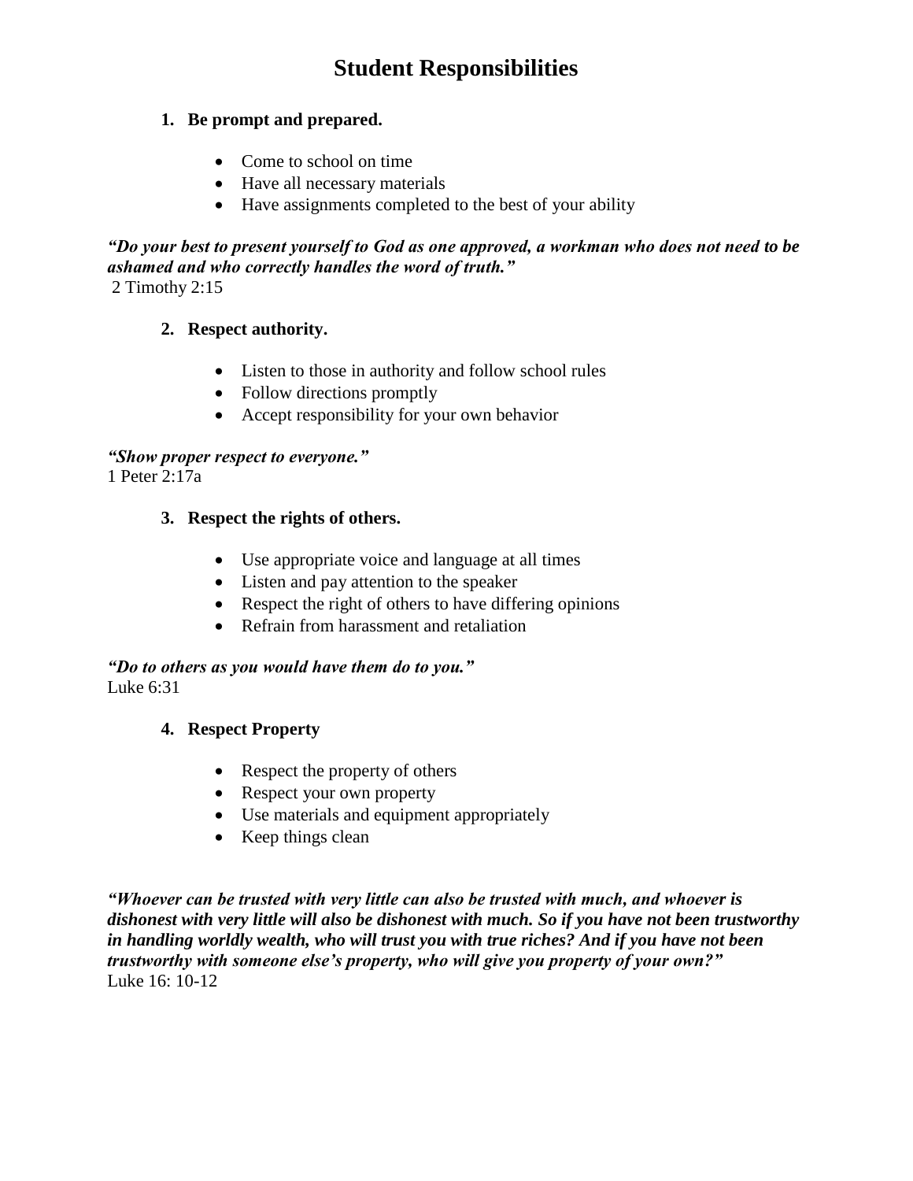# Student Responsibilities

1. **Be prompt and prepared.**

   - Come to school on time
   - Have all necessary materials
   - Have assignments completed to the best of your ability

***"Do your best to present yourself to God as one approved, a workman who does not need to be ashamed and who correctly handles the word of truth."***
2 Timothy 2:15

2. **Respect authority.**

   - Listen to those in authority and follow school rules
   - Follow directions promptly
   - Accept responsibility for your own behavior

***"Show proper respect to everyone."***
1 Peter 2:17a

3. **Respect the rights of others.**

   - Use appropriate voice and language at all times
   - Listen and pay attention to the speaker
   - Respect the right of others to have differing opinions
   - Refrain from harassment and retaliation

***"Do to others as you would have them do to you."***
Luke 6:31

4. **Respect Property**

   - Respect the property of others
   - Respect your own property
   - Use materials and equipment appropriately
   - Keep things clean

***"Whoever can be trusted with very little can also be trusted with much, and whoever is dishonest with very little will also be dishonest with much. So if you have not been trustworthy in handling worldly wealth, who will trust you with true riches? And if you have not been trustworthy with someone else's property, who will give you property of your own?"***
Luke 16: 10-12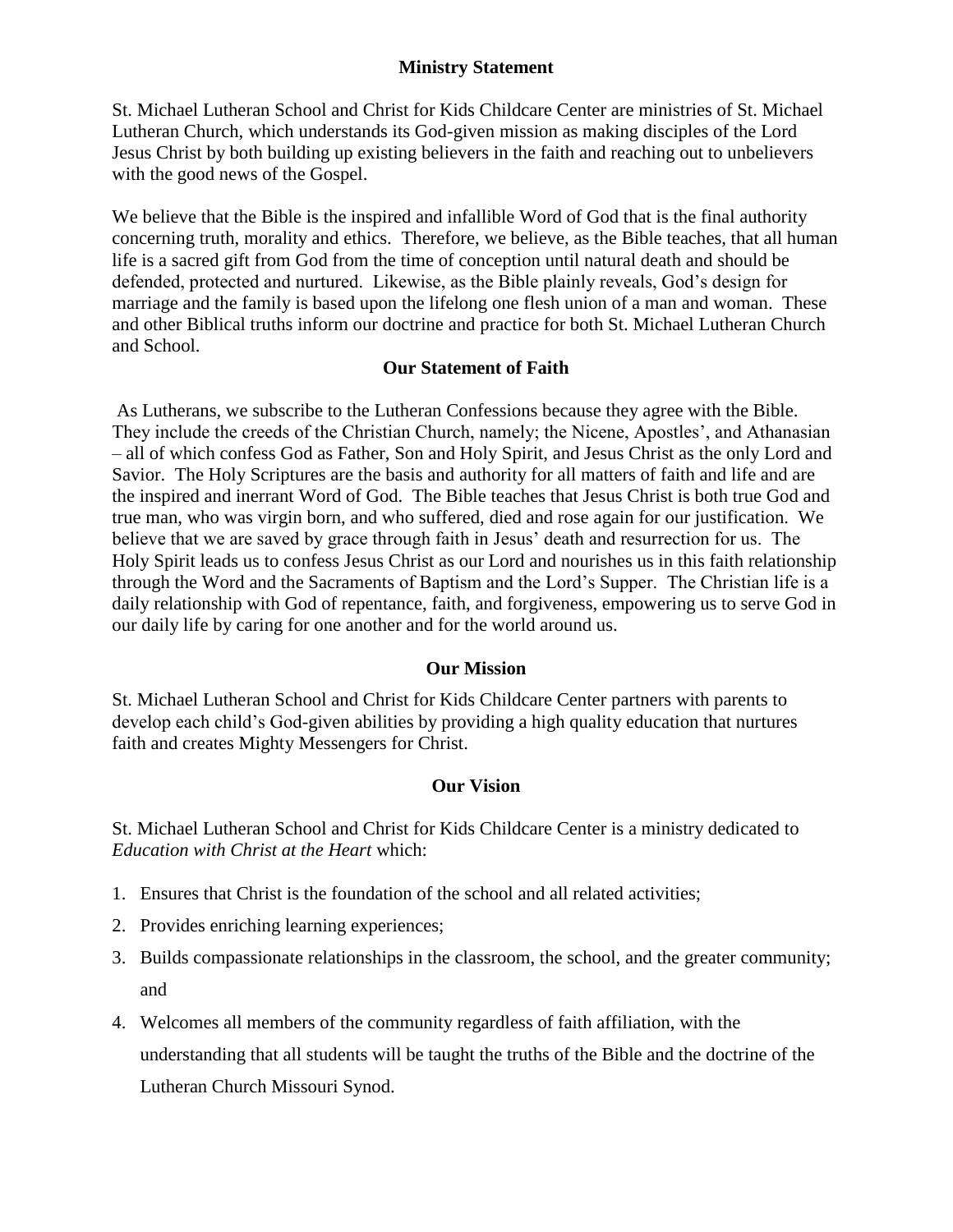## Ministry Statement

St. Michael Lutheran School and Christ for Kids Childcare Center are ministries of St. Michael Lutheran Church, which understands its God-given mission as making disciples of the Lord Jesus Christ by both building up existing believers in the faith and reaching out to unbelievers with the good news of the Gospel.

We believe that the Bible is the inspired and infallible Word of God that is the final authority concerning truth, morality and ethics. Therefore, we believe, as the Bible teaches, that all human life is a sacred gift from God from the time of conception until natural death and should be defended, protected and nurtured. Likewise, as the Bible plainly reveals, God's design for marriage and the family is based upon the lifelong one flesh union of a man and woman. These and other Biblical truths inform our doctrine and practice for both St. Michael Lutheran Church and School.

## Our Statement of Faith

As Lutherans, we subscribe to the Lutheran Confessions because they agree with the Bible. They include the creeds of the Christian Church, namely; the Nicene, Apostles', and Athanasian – all of which confess God as Father, Son and Holy Spirit, and Jesus Christ as the only Lord and Savior. The Holy Scriptures are the basis and authority for all matters of faith and life and are the inspired and inerrant Word of God. The Bible teaches that Jesus Christ is both true God and true man, who was virgin born, and who suffered, died and rose again for our justification. We believe that we are saved by grace through faith in Jesus' death and resurrection for us. The Holy Spirit leads us to confess Jesus Christ as our Lord and nourishes us in this faith relationship through the Word and the Sacraments of Baptism and the Lord's Supper. The Christian life is a daily relationship with God of repentance, faith, and forgiveness, empowering us to serve God in our daily life by caring for one another and for the world around us.

## Our Mission

St. Michael Lutheran School and Christ for Kids Childcare Center partners with parents to develop each child's God-given abilities by providing a high quality education that nurtures faith and creates Mighty Messengers for Christ.

## Our Vision

St. Michael Lutheran School and Christ for Kids Childcare Center is a ministry dedicated to *Education with Christ at the Heart* which:

1. Ensures that Christ is the foundation of the school and all related activities;
2. Provides enriching learning experiences;
3. Builds compassionate relationships in the classroom, the school, and the greater community; and
4. Welcomes all members of the community regardless of faith affiliation, with the understanding that all students will be taught the truths of the Bible and the doctrine of the Lutheran Church Missouri Synod.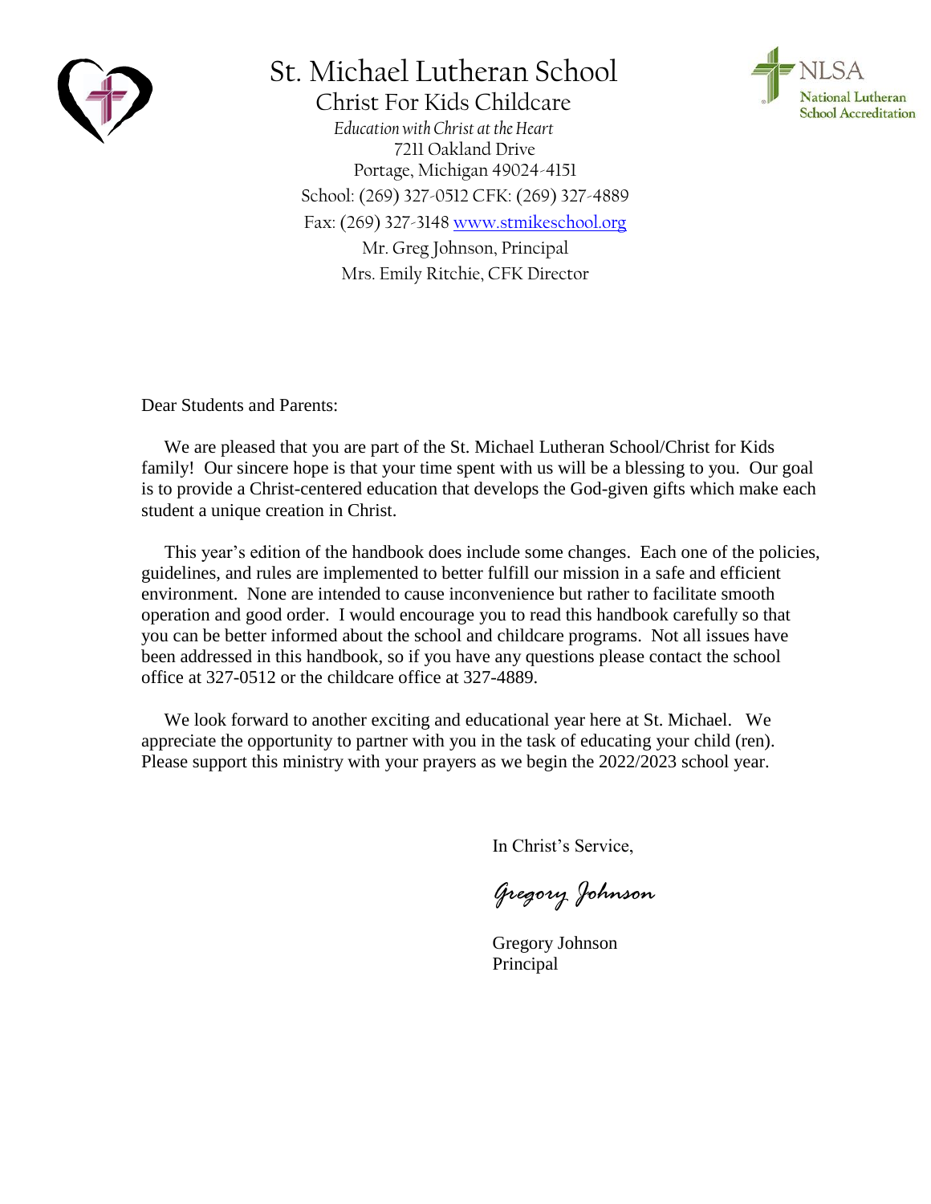# St. Michael Lutheran School

## Christ For Kids Childcare

*Education with Christ at the Heart*

7211 Oakland Drive
Portage, Michigan 49024-4151
School: (269) 327-0512 CFK: (269) 327-4889
Fax: (269) 327-3148 www.stmikeschool.org
Mr. Greg Johnson, Principal
Mrs. Emily Ritchie, CFK Director

NLSA
National Lutheran School Accreditation

Dear Students and Parents:

We are pleased that you are part of the St. Michael Lutheran School/Christ for Kids family! Our sincere hope is that your time spent with us will be a blessing to you. Our goal is to provide a Christ-centered education that develops the God-given gifts which make each student a unique creation in Christ.

This year's edition of the handbook does include some changes. Each one of the policies, guidelines, and rules are implemented to better fulfill our mission in a safe and efficient environment. None are intended to cause inconvenience but rather to facilitate smooth operation and good order. I would encourage you to read this handbook carefully so that you can be better informed about the school and childcare programs. Not all issues have been addressed in this handbook, so if you have any questions please contact the school office at 327-0512 or the childcare office at 327-4889.

We look forward to another exciting and educational year here at St. Michael. We appreciate the opportunity to partner with you in the task of educating your child (ren). Please support this ministry with your prayers as we begin the 2022/2023 school year.

In Christ's Service,

*Gregory Johnson*

Gregory Johnson
Principal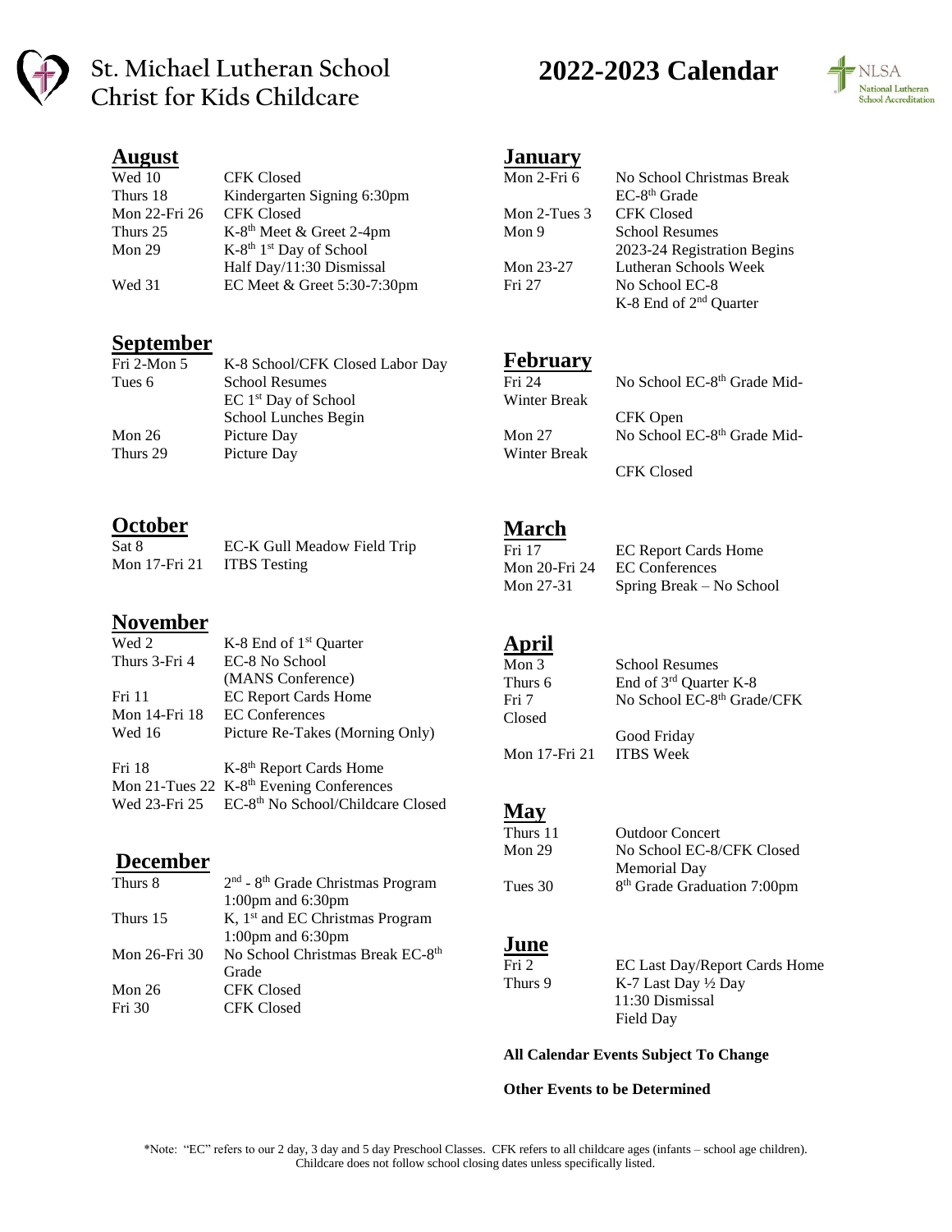# St. Michael Lutheran School
# Christ for Kids Childcare

# 2022-2023 Calendar

## August

| | |
|---|---|
| Wed 10 | CFK Closed |
| Thurs 18 | Kindergarten Signing 6:30pm |
| Mon 22-Fri 26 | CFK Closed |
| Thurs 25 | K-8th Meet & Greet 2-4pm |
| Mon 29 | K-8th 1st Day of School Half Day/11:30 Dismissal |
| Wed 31 | EC Meet & Greet 5:30-7:30pm |

## September

| | |
|---|---|
| Fri 2-Mon 5 | K-8 School/CFK Closed Labor Day |
| Tues 6 | School Resumes EC 1st Day of School School Lunches Begin |
| Mon 26 | Picture Day |
| Thurs 29 | Picture Day |

## October

| | |
|---|---|
| Sat 8 | EC-K Gull Meadow Field Trip |
| Mon 17-Fri 21 | ITBS Testing |

## November

| | |
|---|---|
| Wed 2 | K-8 End of 1st Quarter |
| Thurs 3-Fri 4 | EC-8 No School (MANS Conference) |
| Fri 11 | EC Report Cards Home |
| Mon 14-Fri 18 | EC Conferences |
| Wed 16 | Picture Re-Takes (Morning Only) |
| Fri 18 | K-8th Report Cards Home |
| Mon 21-Tues 22 | K-8th Evening Conferences |
| Wed 23-Fri 25 | EC-8th No School/Childcare Closed |

## December

| | |
|---|---|
| Thurs 8 | 2nd - 8th Grade Christmas Program 1:00pm and 6:30pm |
| Thurs 15 | K, 1st and EC Christmas Program 1:00pm and 6:30pm |
| Mon 26-Fri 30 | No School Christmas Break EC-8th Grade |
| Mon 26 | CFK Closed |
| Fri 30 | CFK Closed |

## January

| | |
|---|---|
| Mon 2-Fri 6 | No School Christmas Break EC-8th Grade |
| Mon 2-Tues 3 | CFK Closed |
| Mon 9 | School Resumes 2023-24 Registration Begins |
| Mon 23-27 | Lutheran Schools Week |
| Fri 27 | No School EC-8 K-8 End of 2nd Quarter |

## February

| | |
|---|---|
| Fri 24 | No School EC-8th Grade Mid-Winter Break CFK Open |
| Mon 27 | No School EC-8th Grade Mid-Winter Break CFK Closed |

## March

| | |
|---|---|
| Fri 17 | EC Report Cards Home |
| Mon 20-Fri 24 | EC Conferences |
| Mon 27-31 | Spring Break – No School |

## April

| | |
|---|---|
| Mon 3 | School Resumes |
| Thurs 6 | End of 3rd Quarter K-8 |
| Fri 7 | No School EC-8th Grade/CFK Closed Good Friday |
| Mon 17-Fri 21 | ITBS Week |

## May

| | |
|---|---|
| Thurs 11 | Outdoor Concert |
| Mon 29 | No School EC-8/CFK Closed Memorial Day |
| Tues 30 | 8th Grade Graduation 7:00pm |

## June

| | |
|---|---|
| Fri 2 | EC Last Day/Report Cards Home |
| Thurs 9 | K-7 Last Day ½ Day 11:30 Dismissal Field Day |

**All Calendar Events Subject To Change**

**Other Events to be Determined**

*Note: "EC" refers to our 2 day, 3 day and 5 day Preschool Classes. CFK refers to all childcare ages (infants – school age children). Childcare does not follow school closing dates unless specifically listed.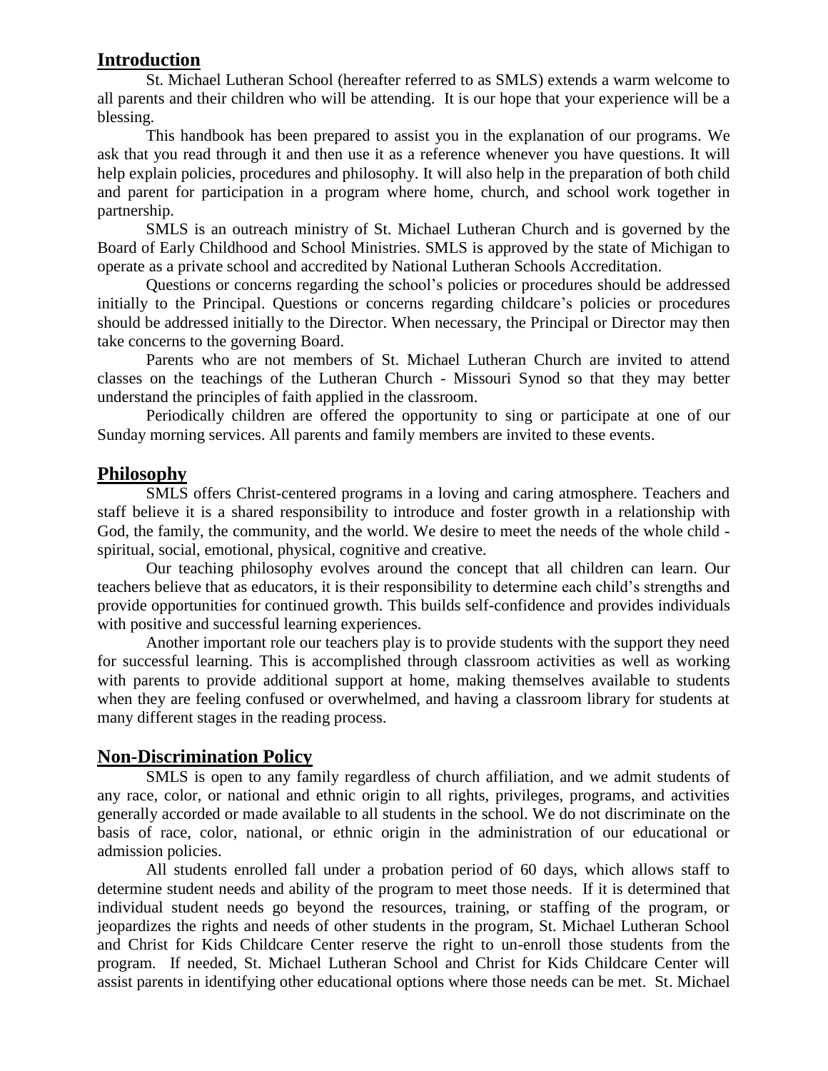## Introduction

St. Michael Lutheran School (hereafter referred to as SMLS) extends a warm welcome to all parents and their children who will be attending. It is our hope that your experience will be a blessing.

This handbook has been prepared to assist you in the explanation of our programs. We ask that you read through it and then use it as a reference whenever you have questions. It will help explain policies, procedures and philosophy. It will also help in the preparation of both child and parent for participation in a program where home, church, and school work together in partnership.

SMLS is an outreach ministry of St. Michael Lutheran Church and is governed by the Board of Early Childhood and School Ministries. SMLS is approved by the state of Michigan to operate as a private school and accredited by National Lutheran Schools Accreditation.

Questions or concerns regarding the school's policies or procedures should be addressed initially to the Principal. Questions or concerns regarding childcare's policies or procedures should be addressed initially to the Director. When necessary, the Principal or Director may then take concerns to the governing Board.

Parents who are not members of St. Michael Lutheran Church are invited to attend classes on the teachings of the Lutheran Church - Missouri Synod so that they may better understand the principles of faith applied in the classroom.

Periodically children are offered the opportunity to sing or participate at one of our Sunday morning services. All parents and family members are invited to these events.

## Philosophy

SMLS offers Christ-centered programs in a loving and caring atmosphere. Teachers and staff believe it is a shared responsibility to introduce and foster growth in a relationship with God, the family, the community, and the world. We desire to meet the needs of the whole child - spiritual, social, emotional, physical, cognitive and creative.

Our teaching philosophy evolves around the concept that all children can learn. Our teachers believe that as educators, it is their responsibility to determine each child's strengths and provide opportunities for continued growth. This builds self-confidence and provides individuals with positive and successful learning experiences.

Another important role our teachers play is to provide students with the support they need for successful learning. This is accomplished through classroom activities as well as working with parents to provide additional support at home, making themselves available to students when they are feeling confused or overwhelmed, and having a classroom library for students at many different stages in the reading process.

## Non-Discrimination Policy

SMLS is open to any family regardless of church affiliation, and we admit students of any race, color, or national and ethnic origin to all rights, privileges, programs, and activities generally accorded or made available to all students in the school. We do not discriminate on the basis of race, color, national, or ethnic origin in the administration of our educational or admission policies.

All students enrolled fall under a probation period of 60 days, which allows staff to determine student needs and ability of the program to meet those needs. If it is determined that individual student needs go beyond the resources, training, or staffing of the program, or jeopardizes the rights and needs of other students in the program, St. Michael Lutheran School and Christ for Kids Childcare Center reserve the right to un-enroll those students from the program. If needed, St. Michael Lutheran School and Christ for Kids Childcare Center will assist parents in identifying other educational options where those needs can be met. St. Michael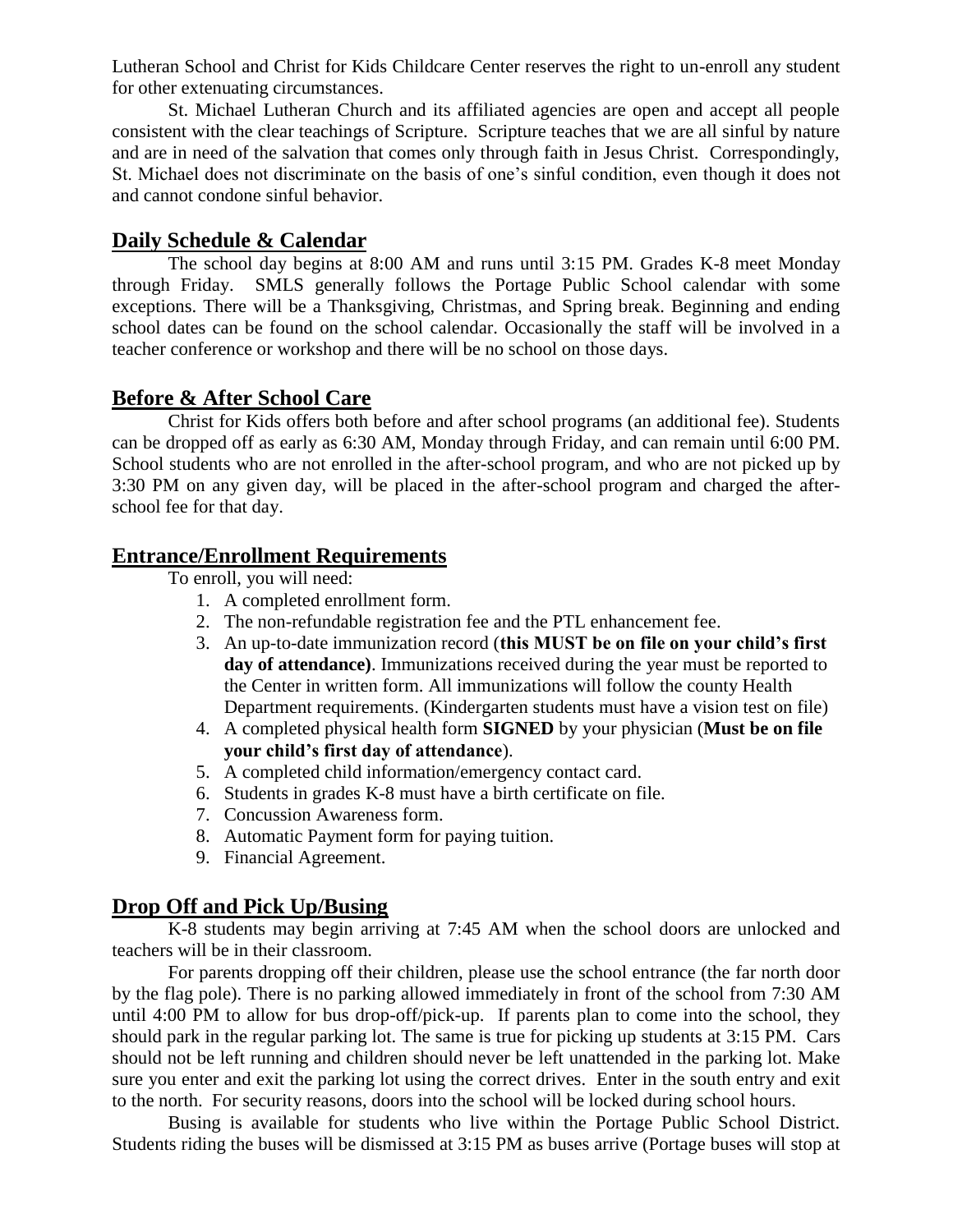Lutheran School and Christ for Kids Childcare Center reserves the right to un-enroll any student for other extenuating circumstances.

St. Michael Lutheran Church and its affiliated agencies are open and accept all people consistent with the clear teachings of Scripture. Scripture teaches that we are all sinful by nature and are in need of the salvation that comes only through faith in Jesus Christ. Correspondingly, St. Michael does not discriminate on the basis of one's sinful condition, even though it does not and cannot condone sinful behavior.

## Daily Schedule & Calendar

The school day begins at 8:00 AM and runs until 3:15 PM. Grades K-8 meet Monday through Friday. SMLS generally follows the Portage Public School calendar with some exceptions. There will be a Thanksgiving, Christmas, and Spring break. Beginning and ending school dates can be found on the school calendar. Occasionally the staff will be involved in a teacher conference or workshop and there will be no school on those days.

## Before & After School Care

Christ for Kids offers both before and after school programs (an additional fee). Students can be dropped off as early as 6:30 AM, Monday through Friday, and can remain until 6:00 PM. School students who are not enrolled in the after-school program, and who are not picked up by 3:30 PM on any given day, will be placed in the after-school program and charged the after-school fee for that day.

## Entrance/Enrollment Requirements

To enroll, you will need:

1. A completed enrollment form.
2. The non-refundable registration fee and the PTL enhancement fee.
3. An up-to-date immunization record (**this MUST be on file on your child's first day of attendance)**. Immunizations received during the year must be reported to the Center in written form. All immunizations will follow the county Health Department requirements. (Kindergarten students must have a vision test on file)
4. A completed physical health form **SIGNED** by your physician (**Must be on file your child's first day of attendance**).
5. A completed child information/emergency contact card.
6. Students in grades K-8 must have a birth certificate on file.
7. Concussion Awareness form.
8. Automatic Payment form for paying tuition.
9. Financial Agreement.

## Drop Off and Pick Up/Busing

K-8 students may begin arriving at 7:45 AM when the school doors are unlocked and teachers will be in their classroom.

For parents dropping off their children, please use the school entrance (the far north door by the flag pole). There is no parking allowed immediately in front of the school from 7:30 AM until 4:00 PM to allow for bus drop-off/pick-up. If parents plan to come into the school, they should park in the regular parking lot. The same is true for picking up students at 3:15 PM. Cars should not be left running and children should never be left unattended in the parking lot. Make sure you enter and exit the parking lot using the correct drives. Enter in the south entry and exit to the north. For security reasons, doors into the school will be locked during school hours.

Busing is available for students who live within the Portage Public School District. Students riding the buses will be dismissed at 3:15 PM as buses arrive (Portage buses will stop at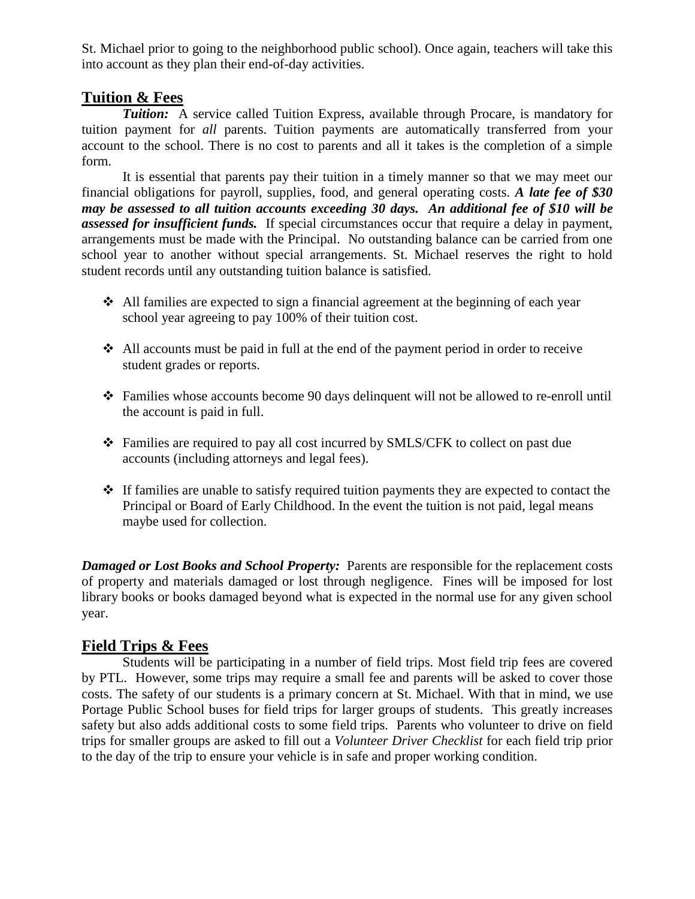St. Michael prior to going to the neighborhood public school). Once again, teachers will take this into account as they plan their end-of-day activities.

## Tuition & Fees

***Tuition:*** A service called Tuition Express, available through Procare, is mandatory for tuition payment for *all* parents. Tuition payments are automatically transferred from your account to the school. There is no cost to parents and all it takes is the completion of a simple form.

It is essential that parents pay their tuition in a timely manner so that we may meet our financial obligations for payroll, supplies, food, and general operating costs. ***A late fee of $30 may be assessed to all tuition accounts exceeding 30 days. An additional fee of $10 will be assessed for insufficient funds.*** If special circumstances occur that require a delay in payment, arrangements must be made with the Principal. No outstanding balance can be carried from one school year to another without special arrangements. St. Michael reserves the right to hold student records until any outstanding tuition balance is satisfied.

- All families are expected to sign a financial agreement at the beginning of each year school year agreeing to pay 100% of their tuition cost.
- All accounts must be paid in full at the end of the payment period in order to receive student grades or reports.
- Families whose accounts become 90 days delinquent will not be allowed to re-enroll until the account is paid in full.
- Families are required to pay all cost incurred by SMLS/CFK to collect on past due accounts (including attorneys and legal fees).
- If families are unable to satisfy required tuition payments they are expected to contact the Principal or Board of Early Childhood. In the event the tuition is not paid, legal means maybe used for collection.

***Damaged or Lost Books and School Property:*** Parents are responsible for the replacement costs of property and materials damaged or lost through negligence. Fines will be imposed for lost library books or books damaged beyond what is expected in the normal use for any given school year.

## Field Trips & Fees

Students will be participating in a number of field trips. Most field trip fees are covered by PTL. However, some trips may require a small fee and parents will be asked to cover those costs. The safety of our students is a primary concern at St. Michael. With that in mind, we use Portage Public School buses for field trips for larger groups of students. This greatly increases safety but also adds additional costs to some field trips. Parents who volunteer to drive on field trips for smaller groups are asked to fill out a *Volunteer Driver Checklist* for each field trip prior to the day of the trip to ensure your vehicle is in safe and proper working condition.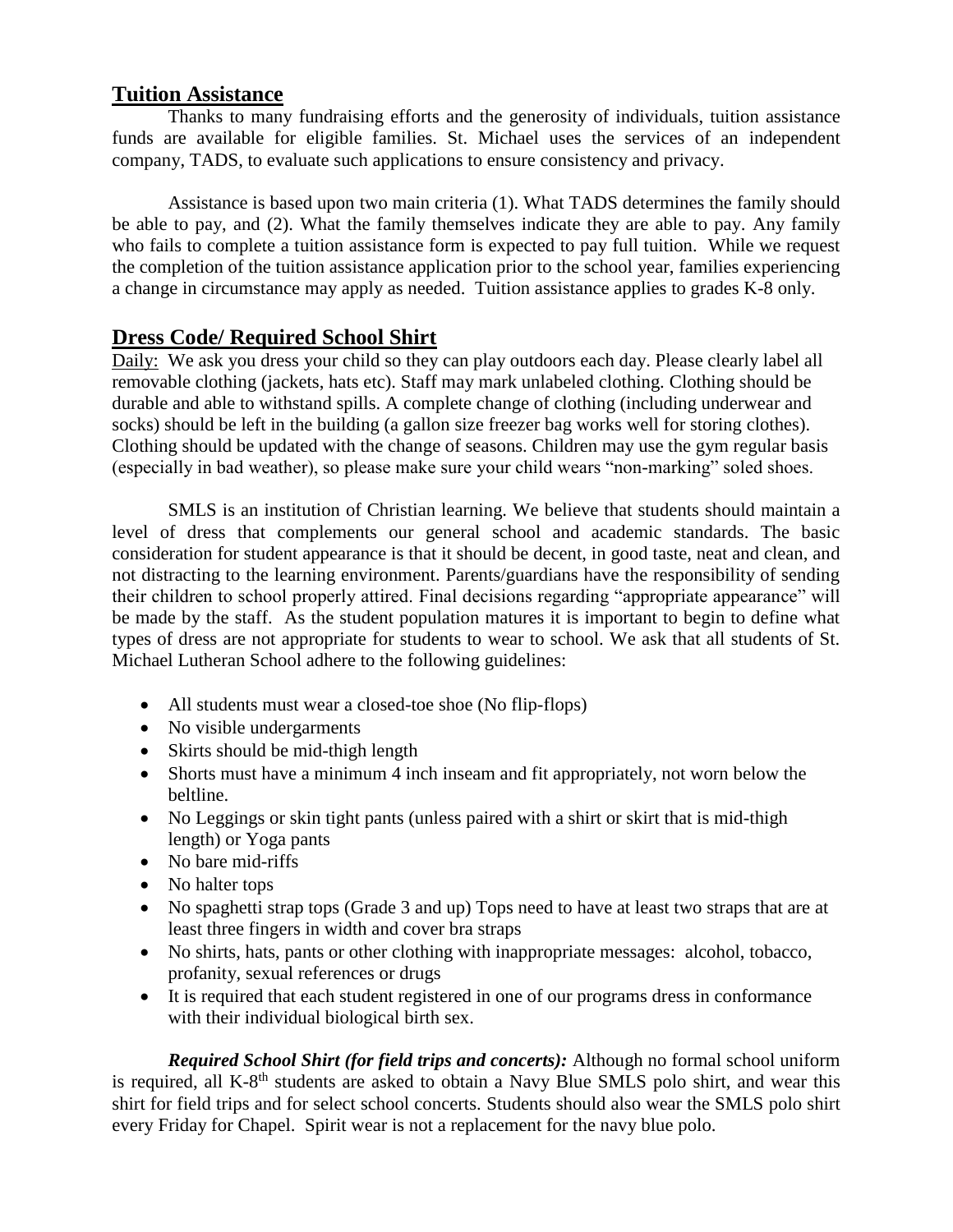## Tuition Assistance

Thanks to many fundraising efforts and the generosity of individuals, tuition assistance funds are available for eligible families. St. Michael uses the services of an independent company, TADS, to evaluate such applications to ensure consistency and privacy.

Assistance is based upon two main criteria (1). What TADS determines the family should be able to pay, and (2). What the family themselves indicate they are able to pay. Any family who fails to complete a tuition assistance form is expected to pay full tuition. While we request the completion of the tuition assistance application prior to the school year, families experiencing a change in circumstance may apply as needed. Tuition assistance applies to grades K-8 only.

## Dress Code/ Required School Shirt

Daily: We ask you dress your child so they can play outdoors each day. Please clearly label all removable clothing (jackets, hats etc). Staff may mark unlabeled clothing. Clothing should be durable and able to withstand spills. A complete change of clothing (including underwear and socks) should be left in the building (a gallon size freezer bag works well for storing clothes). Clothing should be updated with the change of seasons. Children may use the gym regular basis (especially in bad weather), so please make sure your child wears "non-marking" soled shoes.

SMLS is an institution of Christian learning. We believe that students should maintain a level of dress that complements our general school and academic standards. The basic consideration for student appearance is that it should be decent, in good taste, neat and clean, and not distracting to the learning environment. Parents/guardians have the responsibility of sending their children to school properly attired. Final decisions regarding "appropriate appearance" will be made by the staff. As the student population matures it is important to begin to define what types of dress are not appropriate for students to wear to school. We ask that all students of St. Michael Lutheran School adhere to the following guidelines:

- All students must wear a closed-toe shoe (No flip-flops)
- No visible undergarments
- Skirts should be mid-thigh length
- Shorts must have a minimum 4 inch inseam and fit appropriately, not worn below the beltline.
- No Leggings or skin tight pants (unless paired with a shirt or skirt that is mid-thigh length) or Yoga pants
- No bare mid-riffs
- No halter tops
- No spaghetti strap tops (Grade 3 and up) Tops need to have at least two straps that are at least three fingers in width and cover bra straps
- No shirts, hats, pants or other clothing with inappropriate messages: alcohol, tobacco, profanity, sexual references or drugs
- It is required that each student registered in one of our programs dress in conformance with their individual biological birth sex.

***Required School Shirt (for field trips and concerts):*** Although no formal school uniform is required, all K-8th students are asked to obtain a Navy Blue SMLS polo shirt, and wear this shirt for field trips and for select school concerts. Students should also wear the SMLS polo shirt every Friday for Chapel. Spirit wear is not a replacement for the navy blue polo.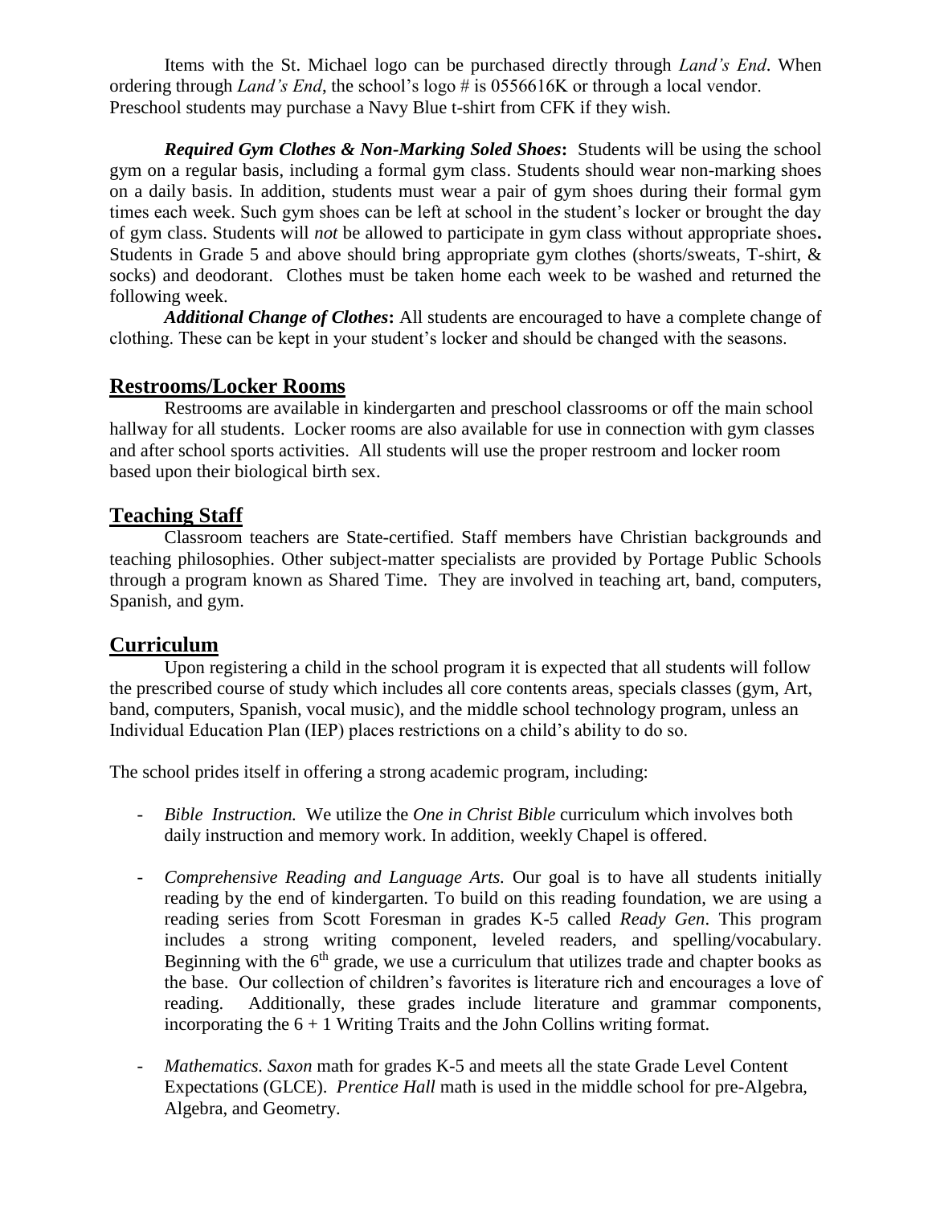Items with the St. Michael logo can be purchased directly through *Land's End*. When ordering through *Land's End*, the school's logo # is 0556616K or through a local vendor. Preschool students may purchase a Navy Blue t-shirt from CFK if they wish.

***Required Gym Clothes & Non-Marking Soled Shoes*:** Students will be using the school gym on a regular basis, including a formal gym class. Students should wear non-marking shoes on a daily basis. In addition, students must wear a pair of gym shoes during their formal gym times each week. Such gym shoes can be left at school in the student's locker or brought the day of gym class. Students will *not* be allowed to participate in gym class without appropriate shoes**.** Students in Grade 5 and above should bring appropriate gym clothes (shorts/sweats, T-shirt, & socks) and deodorant. Clothes must be taken home each week to be washed and returned the following week.

***Additional Change of Clothes*:** All students are encouraged to have a complete change of clothing. These can be kept in your student's locker and should be changed with the seasons.

## Restrooms/Locker Rooms

Restrooms are available in kindergarten and preschool classrooms or off the main school hallway for all students. Locker rooms are also available for use in connection with gym classes and after school sports activities. All students will use the proper restroom and locker room based upon their biological birth sex.

## Teaching Staff

Classroom teachers are State-certified. Staff members have Christian backgrounds and teaching philosophies. Other subject-matter specialists are provided by Portage Public Schools through a program known as Shared Time. They are involved in teaching art, band, computers, Spanish, and gym.

## Curriculum

Upon registering a child in the school program it is expected that all students will follow the prescribed course of study which includes all core contents areas, specials classes (gym, Art, band, computers, Spanish, vocal music), and the middle school technology program, unless an Individual Education Plan (IEP) places restrictions on a child's ability to do so.

The school prides itself in offering a strong academic program, including:

- *Bible Instruction.* We utilize the *One in Christ Bible* curriculum which involves both daily instruction and memory work. In addition, weekly Chapel is offered.

- *Comprehensive Reading and Language Arts.* Our goal is to have all students initially reading by the end of kindergarten. To build on this reading foundation, we are using a reading series from Scott Foresman in grades K-5 called *Ready Gen*. This program includes a strong writing component, leveled readers, and spelling/vocabulary. Beginning with the 6th grade, we use a curriculum that utilizes trade and chapter books as the base. Our collection of children's favorites is literature rich and encourages a love of reading. Additionally, these grades include literature and grammar components, incorporating the 6 + 1 Writing Traits and the John Collins writing format.

- *Mathematics. Saxon* math for grades K-5 and meets all the state Grade Level Content Expectations (GLCE). *Prentice Hall* math is used in the middle school for pre-Algebra, Algebra, and Geometry.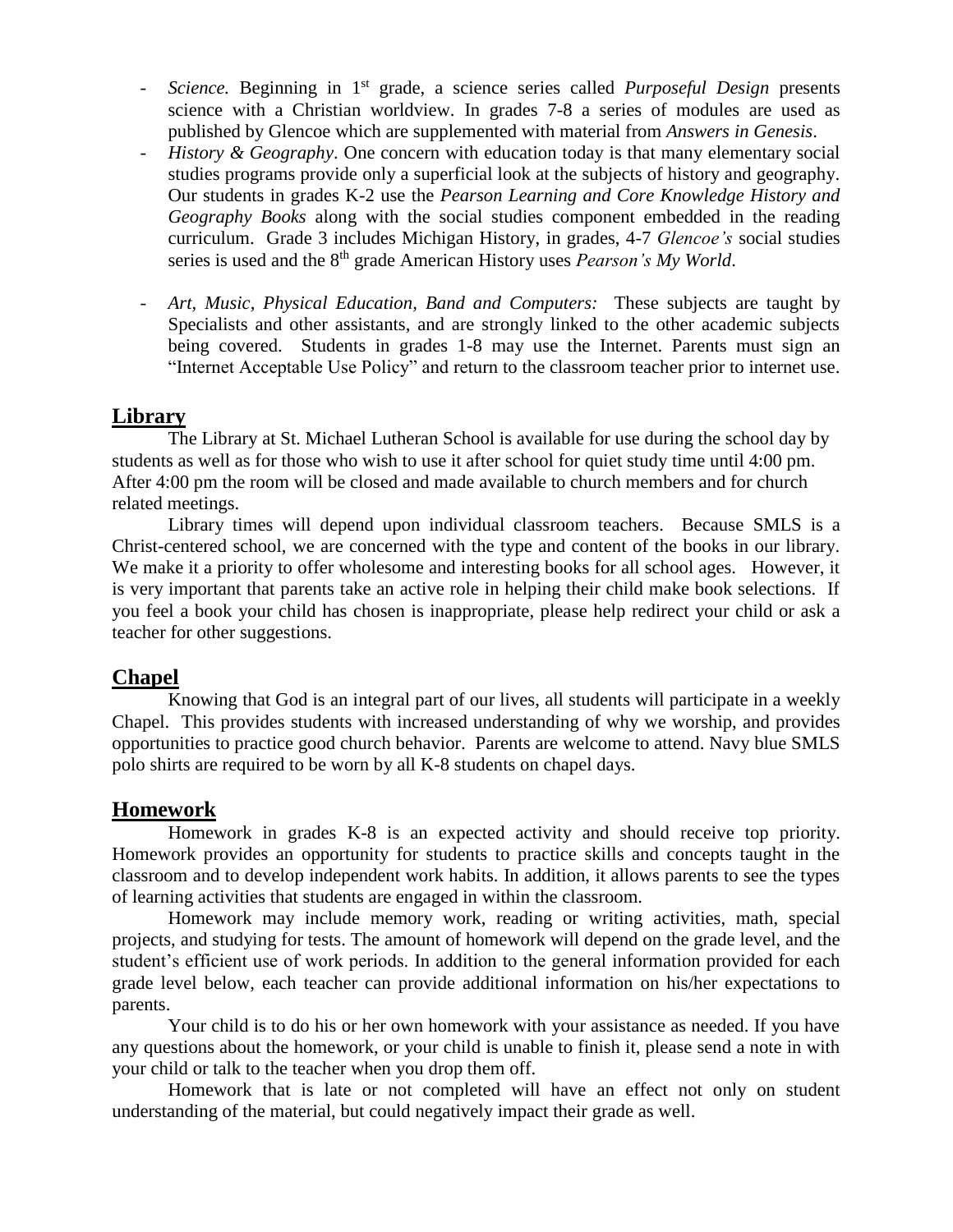- *Science.* Beginning in 1st grade, a science series called *Purposeful Design* presents science with a Christian worldview. In grades 7-8 a series of modules are used as published by Glencoe which are supplemented with material from *Answers in Genesis*.
- *History & Geography*. One concern with education today is that many elementary social studies programs provide only a superficial look at the subjects of history and geography. Our students in grades K-2 use the *Pearson Learning and Core Knowledge History and Geography Books* along with the social studies component embedded in the reading curriculum. Grade 3 includes Michigan History, in grades, 4-7 *Glencoe's* social studies series is used and the 8th grade American History uses *Pearson's My World*.
- *Art, Music, Physical Education, Band and Computers:* These subjects are taught by Specialists and other assistants, and are strongly linked to the other academic subjects being covered. Students in grades 1-8 may use the Internet. Parents must sign an "Internet Acceptable Use Policy" and return to the classroom teacher prior to internet use.

## Library

The Library at St. Michael Lutheran School is available for use during the school day by students as well as for those who wish to use it after school for quiet study time until 4:00 pm. After 4:00 pm the room will be closed and made available to church members and for church related meetings.

Library times will depend upon individual classroom teachers. Because SMLS is a Christ-centered school, we are concerned with the type and content of the books in our library. We make it a priority to offer wholesome and interesting books for all school ages. However, it is very important that parents take an active role in helping their child make book selections. If you feel a book your child has chosen is inappropriate, please help redirect your child or ask a teacher for other suggestions.

## Chapel

Knowing that God is an integral part of our lives, all students will participate in a weekly Chapel. This provides students with increased understanding of why we worship, and provides opportunities to practice good church behavior. Parents are welcome to attend. Navy blue SMLS polo shirts are required to be worn by all K-8 students on chapel days.

## Homework

Homework in grades K-8 is an expected activity and should receive top priority. Homework provides an opportunity for students to practice skills and concepts taught in the classroom and to develop independent work habits. In addition, it allows parents to see the types of learning activities that students are engaged in within the classroom.

Homework may include memory work, reading or writing activities, math, special projects, and studying for tests. The amount of homework will depend on the grade level, and the student's efficient use of work periods. In addition to the general information provided for each grade level below, each teacher can provide additional information on his/her expectations to parents.

Your child is to do his or her own homework with your assistance as needed. If you have any questions about the homework, or your child is unable to finish it, please send a note in with your child or talk to the teacher when you drop them off.

Homework that is late or not completed will have an effect not only on student understanding of the material, but could negatively impact their grade as well.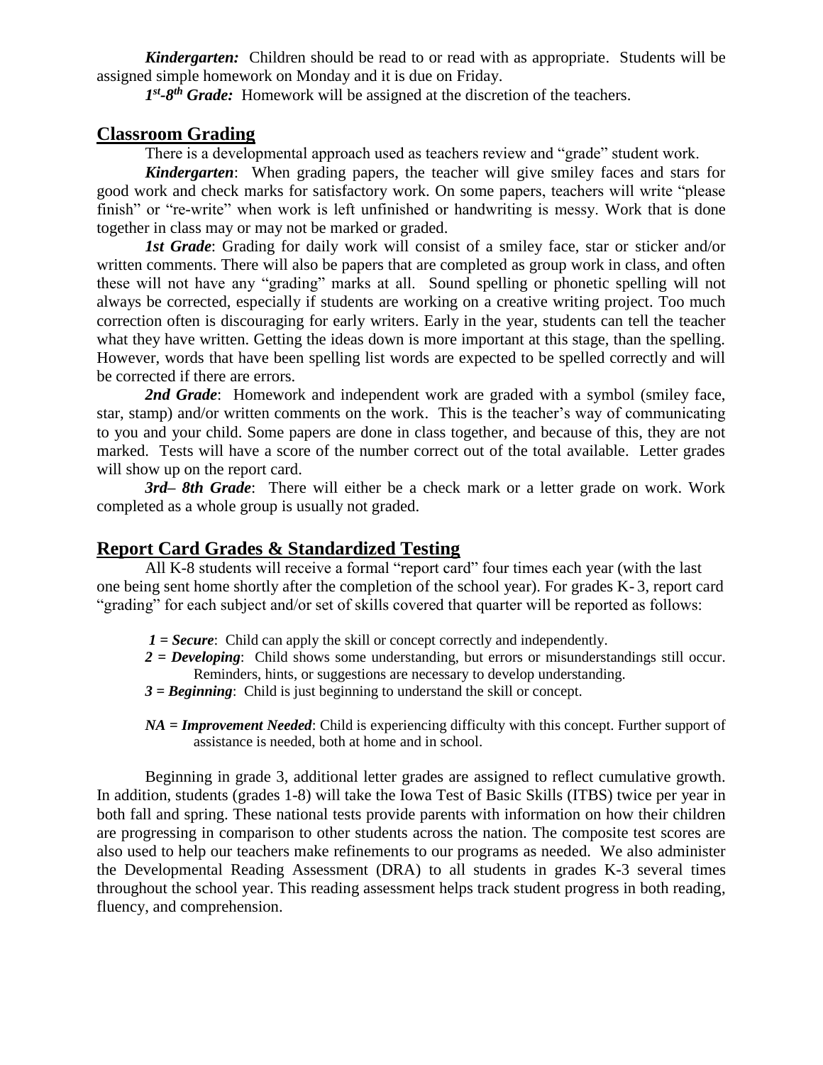***Kindergarten:*** Children should be read to or read with as appropriate. Students will be assigned simple homework on Monday and it is due on Friday.

***1st-8th Grade:*** Homework will be assigned at the discretion of the teachers.

## Classroom Grading

There is a developmental approach used as teachers review and "grade" student work.

***Kindergarten***: When grading papers, the teacher will give smiley faces and stars for good work and check marks for satisfactory work. On some papers, teachers will write "please finish" or "re-write" when work is left unfinished or handwriting is messy. Work that is done together in class may or may not be marked or graded.

***1st Grade***: Grading for daily work will consist of a smiley face, star or sticker and/or written comments. There will also be papers that are completed as group work in class, and often these will not have any "grading" marks at all. Sound spelling or phonetic spelling will not always be corrected, especially if students are working on a creative writing project. Too much correction often is discouraging for early writers. Early in the year, students can tell the teacher what they have written. Getting the ideas down is more important at this stage, than the spelling. However, words that have been spelling list words are expected to be spelled correctly and will be corrected if there are errors.

***2nd Grade***: Homework and independent work are graded with a symbol (smiley face, star, stamp) and/or written comments on the work. This is the teacher's way of communicating to you and your child. Some papers are done in class together, and because of this, they are not marked. Tests will have a score of the number correct out of the total available. Letter grades will show up on the report card.

***3rd– 8th Grade***: There will either be a check mark or a letter grade on work. Work completed as a whole group is usually not graded.

## Report Card Grades & Standardized Testing

All K-8 students will receive a formal "report card" four times each year (with the last one being sent home shortly after the completion of the school year). For grades K-3, report card "grading" for each subject and/or set of skills covered that quarter will be reported as follows:

***1 = Secure***: Child can apply the skill or concept correctly and independently.

***2 = Developing***: Child shows some understanding, but errors or misunderstandings still occur. Reminders, hints, or suggestions are necessary to develop understanding.

***3 = Beginning***: Child is just beginning to understand the skill or concept.

***NA = Improvement Needed***: Child is experiencing difficulty with this concept. Further support of assistance is needed, both at home and in school.

Beginning in grade 3, additional letter grades are assigned to reflect cumulative growth. In addition, students (grades 1-8) will take the Iowa Test of Basic Skills (ITBS) twice per year in both fall and spring. These national tests provide parents with information on how their children are progressing in comparison to other students across the nation. The composite test scores are also used to help our teachers make refinements to our programs as needed. We also administer the Developmental Reading Assessment (DRA) to all students in grades K-3 several times throughout the school year. This reading assessment helps track student progress in both reading, fluency, and comprehension.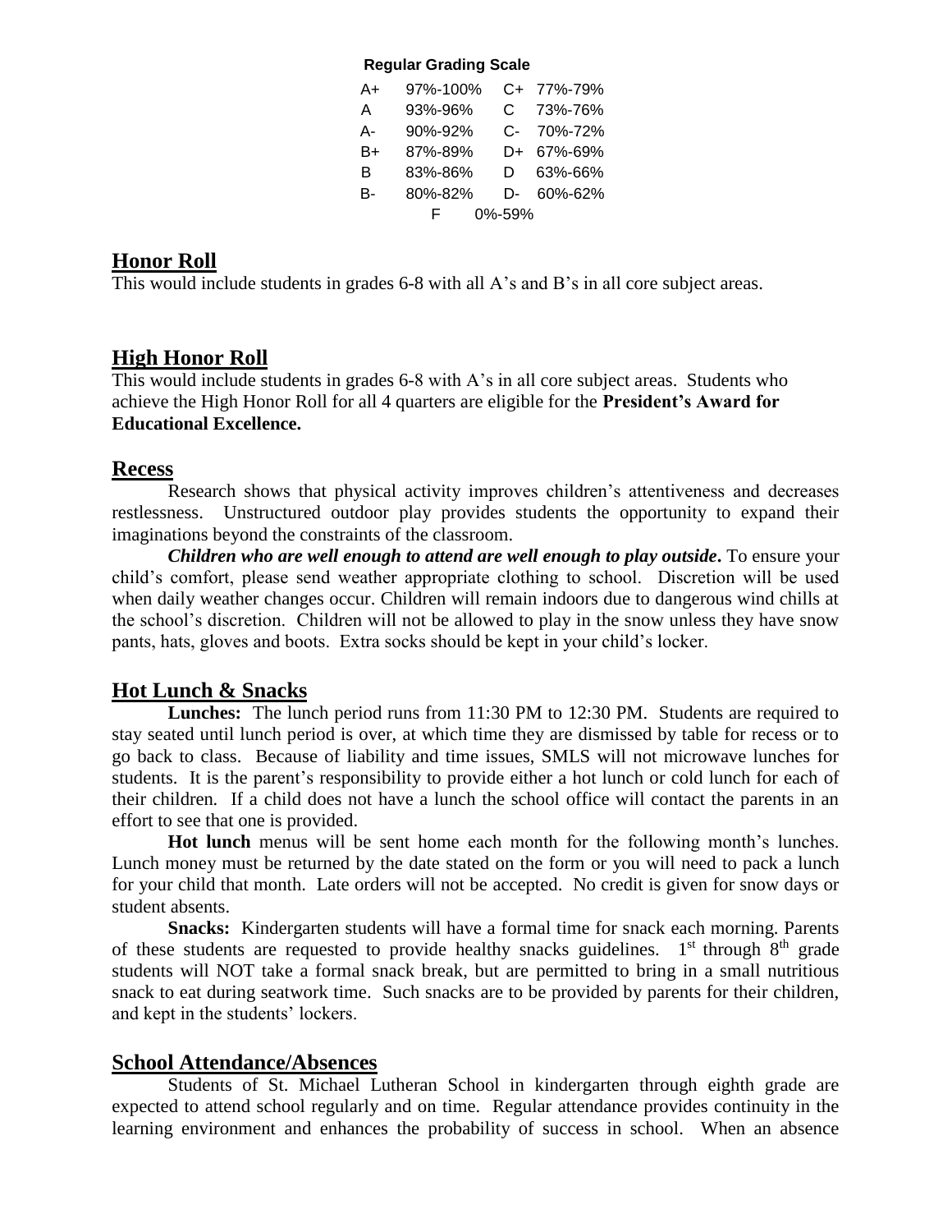**Regular Grading Scale**

| | | | |
|---|---|---|---|
| A+ | 97%-100% | C+ | 77%-79% |
| A | 93%-96% | C | 73%-76% |
| A- | 90%-92% | C- | 70%-72% |
| B+ | 87%-89% | D+ | 67%-69% |
| B | 83%-86% | D | 63%-66% |
| B- | 80%-82% | D- | 60%-62% |
| F | 0%-59% | | |

## Honor Roll

This would include students in grades 6-8 with all A's and B's in all core subject areas.

## High Honor Roll

This would include students in grades 6-8 with A's in all core subject areas. Students who achieve the High Honor Roll for all 4 quarters are eligible for the **President's Award for Educational Excellence.**

## Recess

Research shows that physical activity improves children's attentiveness and decreases restlessness. Unstructured outdoor play provides students the opportunity to expand their imaginations beyond the constraints of the classroom.

***Children who are well enough to attend are well enough to play outside***. To ensure your child's comfort, please send weather appropriate clothing to school. Discretion will be used when daily weather changes occur. Children will remain indoors due to dangerous wind chills at the school's discretion. Children will not be allowed to play in the snow unless they have snow pants, hats, gloves and boots. Extra socks should be kept in your child's locker.

## Hot Lunch & Snacks

**Lunches:** The lunch period runs from 11:30 PM to 12:30 PM. Students are required to stay seated until lunch period is over, at which time they are dismissed by table for recess or to go back to class. Because of liability and time issues, SMLS will not microwave lunches for students. It is the parent's responsibility to provide either a hot lunch or cold lunch for each of their children. If a child does not have a lunch the school office will contact the parents in an effort to see that one is provided.

**Hot lunch** menus will be sent home each month for the following month's lunches. Lunch money must be returned by the date stated on the form or you will need to pack a lunch for your child that month. Late orders will not be accepted. No credit is given for snow days or student absents.

**Snacks:** Kindergarten students will have a formal time for snack each morning. Parents of these students are requested to provide healthy snacks guidelines. 1st through 8th grade students will NOT take a formal snack break, but are permitted to bring in a small nutritious snack to eat during seatwork time. Such snacks are to be provided by parents for their children, and kept in the students' lockers.

## School Attendance/Absences

Students of St. Michael Lutheran School in kindergarten through eighth grade are expected to attend school regularly and on time. Regular attendance provides continuity in the learning environment and enhances the probability of success in school. When an absence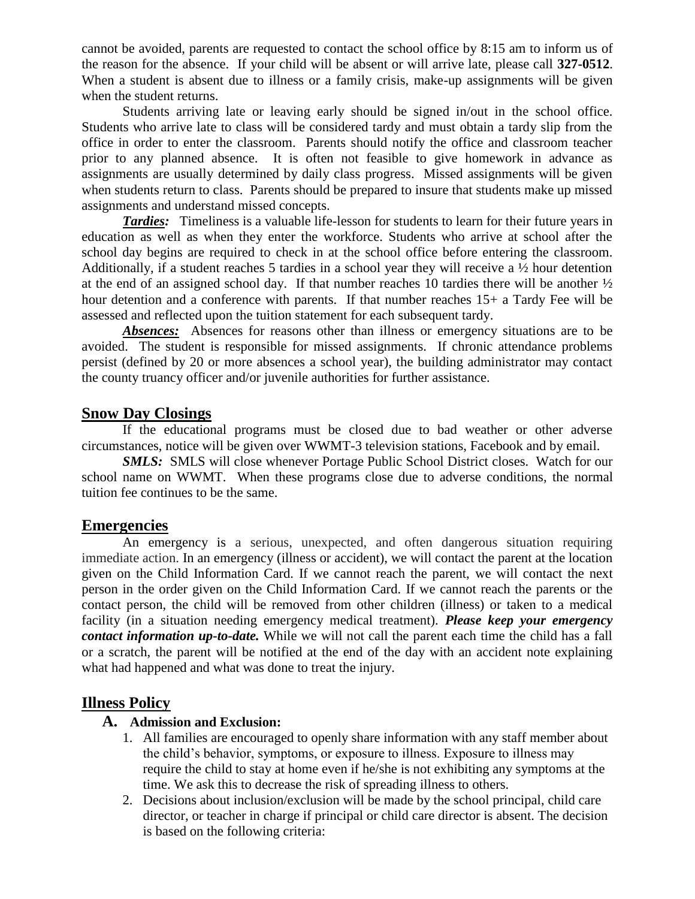cannot be avoided, parents are requested to contact the school office by 8:15 am to inform us of the reason for the absence. If your child will be absent or will arrive late, please call **327-0512**. When a student is absent due to illness or a family crisis, make-up assignments will be given when the student returns.

Students arriving late or leaving early should be signed in/out in the school office. Students who arrive late to class will be considered tardy and must obtain a tardy slip from the office in order to enter the classroom. Parents should notify the office and classroom teacher prior to any planned absence. It is often not feasible to give homework in advance as assignments are usually determined by daily class progress. Missed assignments will be given when students return to class. Parents should be prepared to insure that students make up missed assignments and understand missed concepts.

***Tardies:*** Timeliness is a valuable life-lesson for students to learn for their future years in education as well as when they enter the workforce. Students who arrive at school after the school day begins are required to check in at the school office before entering the classroom. Additionally, if a student reaches 5 tardies in a school year they will receive a ½ hour detention at the end of an assigned school day. If that number reaches 10 tardies there will be another ½ hour detention and a conference with parents. If that number reaches 15+ a Tardy Fee will be assessed and reflected upon the tuition statement for each subsequent tardy.

***Absences:*** Absences for reasons other than illness or emergency situations are to be avoided. The student is responsible for missed assignments. If chronic attendance problems persist (defined by 20 or more absences a school year), the building administrator may contact the county truancy officer and/or juvenile authorities for further assistance.

## Snow Day Closings

If the educational programs must be closed due to bad weather or other adverse circumstances, notice will be given over WWMT-3 television stations, Facebook and by email.

***SMLS:*** SMLS will close whenever Portage Public School District closes. Watch for our school name on WWMT. When these programs close due to adverse conditions, the normal tuition fee continues to be the same.

## Emergencies

An emergency is a serious, unexpected, and often dangerous situation requiring immediate action. In an emergency (illness or accident), we will contact the parent at the location given on the Child Information Card. If we cannot reach the parent, we will contact the next person in the order given on the Child Information Card. If we cannot reach the parents or the contact person, the child will be removed from other children (illness) or taken to a medical facility (in a situation needing emergency medical treatment). ***Please keep your emergency contact information up-to-date.*** While we will not call the parent each time the child has a fall or a scratch, the parent will be notified at the end of the day with an accident note explaining what had happened and what was done to treat the injury.

## Illness Policy

**A. Admission and Exclusion:**

1. All families are encouraged to openly share information with any staff member about the child's behavior, symptoms, or exposure to illness. Exposure to illness may require the child to stay at home even if he/she is not exhibiting any symptoms at the time. We ask this to decrease the risk of spreading illness to others.
2. Decisions about inclusion/exclusion will be made by the school principal, child care director, or teacher in charge if principal or child care director is absent. The decision is based on the following criteria: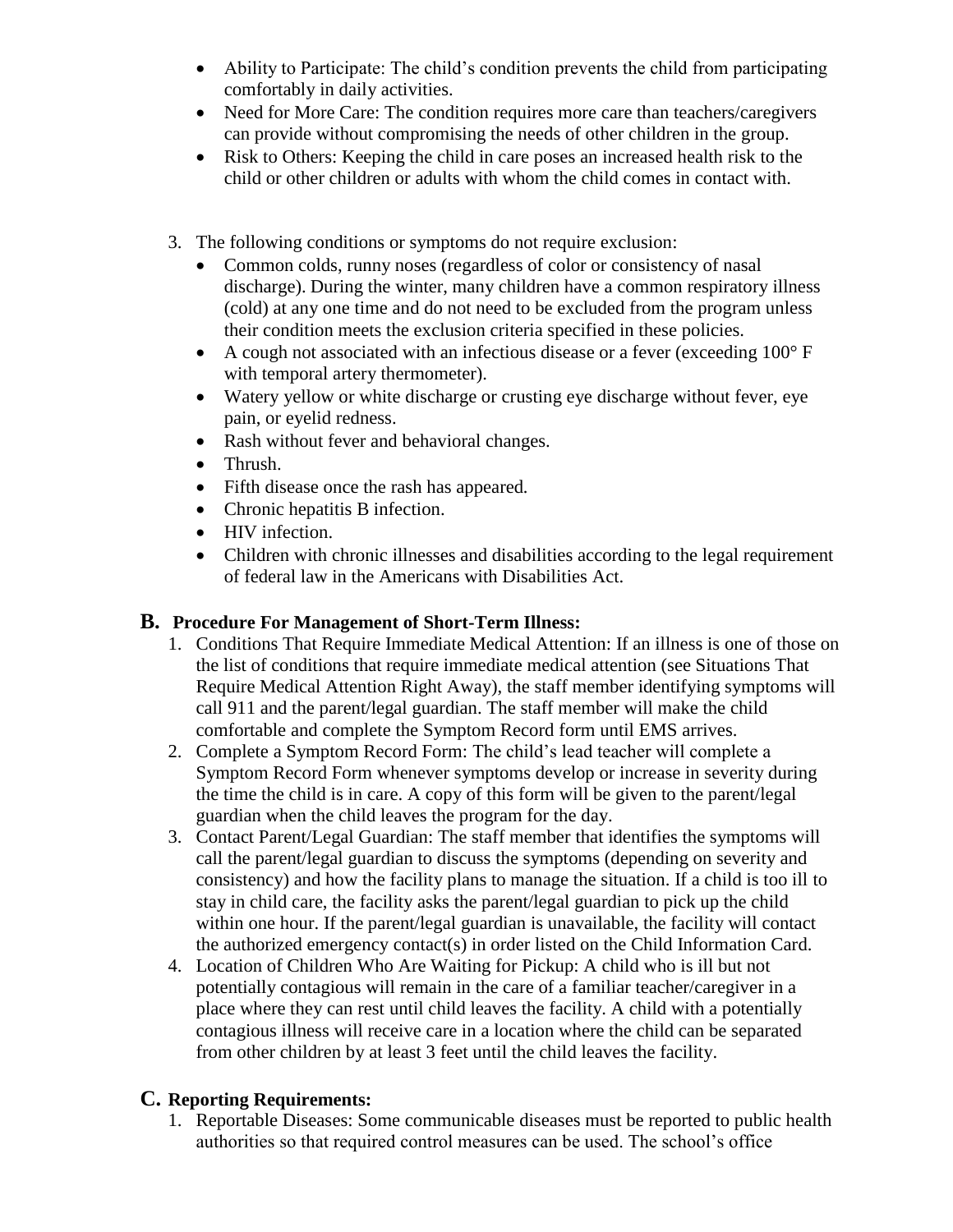- Ability to Participate: The child's condition prevents the child from participating comfortably in daily activities.
- Need for More Care: The condition requires more care than teachers/caregivers can provide without compromising the needs of other children in the group.
- Risk to Others: Keeping the child in care poses an increased health risk to the child or other children or adults with whom the child comes in contact with.

3. The following conditions or symptoms do not require exclusion:
   - Common colds, runny noses (regardless of color or consistency of nasal discharge). During the winter, many children have a common respiratory illness (cold) at any one time and do not need to be excluded from the program unless their condition meets the exclusion criteria specified in these policies.
   - A cough not associated with an infectious disease or a fever (exceeding 100° F with temporal artery thermometer).
   - Watery yellow or white discharge or crusting eye discharge without fever, eye pain, or eyelid redness.
   - Rash without fever and behavioral changes.
   - Thrush.
   - Fifth disease once the rash has appeared.
   - Chronic hepatitis B infection.
   - HIV infection.
   - Children with chronic illnesses and disabilities according to the legal requirement of federal law in the Americans with Disabilities Act.

## B. Procedure For Management of Short-Term Illness:

1. Conditions That Require Immediate Medical Attention: If an illness is one of those on the list of conditions that require immediate medical attention (see Situations That Require Medical Attention Right Away), the staff member identifying symptoms will call 911 and the parent/legal guardian. The staff member will make the child comfortable and complete the Symptom Record form until EMS arrives.
2. Complete a Symptom Record Form: The child's lead teacher will complete a Symptom Record Form whenever symptoms develop or increase in severity during the time the child is in care. A copy of this form will be given to the parent/legal guardian when the child leaves the program for the day.
3. Contact Parent/Legal Guardian: The staff member that identifies the symptoms will call the parent/legal guardian to discuss the symptoms (depending on severity and consistency) and how the facility plans to manage the situation. If a child is too ill to stay in child care, the facility asks the parent/legal guardian to pick up the child within one hour. If the parent/legal guardian is unavailable, the facility will contact the authorized emergency contact(s) in order listed on the Child Information Card.
4. Location of Children Who Are Waiting for Pickup: A child who is ill but not potentially contagious will remain in the care of a familiar teacher/caregiver in a place where they can rest until child leaves the facility. A child with a potentially contagious illness will receive care in a location where the child can be separated from other children by at least 3 feet until the child leaves the facility.

## C. Reporting Requirements:

1. Reportable Diseases: Some communicable diseases must be reported to public health authorities so that required control measures can be used. The school's office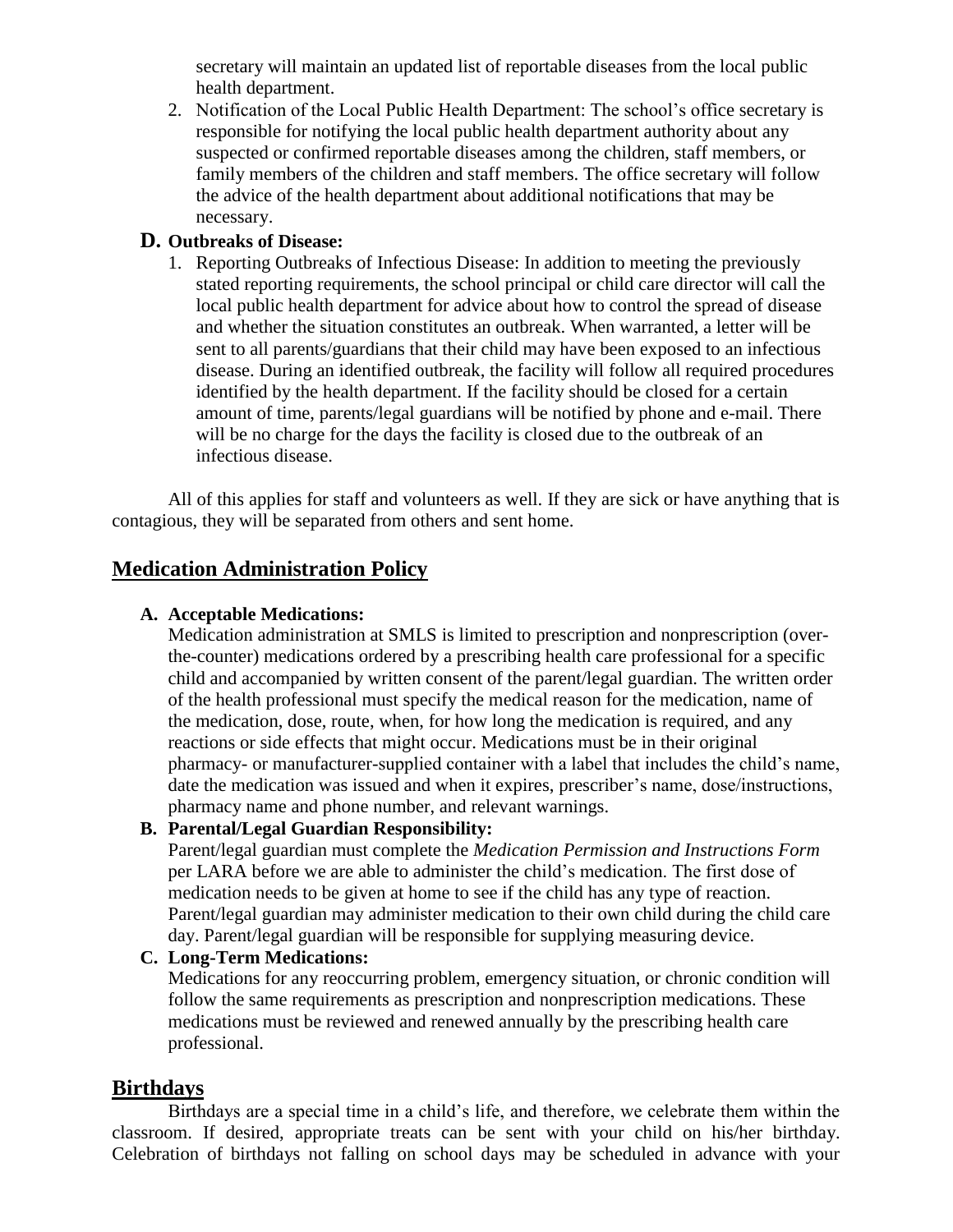secretary will maintain an updated list of reportable diseases from the local public health department.

2. Notification of the Local Public Health Department: The school's office secretary is responsible for notifying the local public health department authority about any suspected or confirmed reportable diseases among the children, staff members, or family members of the children and staff members. The office secretary will follow the advice of the health department about additional notifications that may be necessary.

**D. Outbreaks of Disease:**

1. Reporting Outbreaks of Infectious Disease: In addition to meeting the previously stated reporting requirements, the school principal or child care director will call the local public health department for advice about how to control the spread of disease and whether the situation constitutes an outbreak. When warranted, a letter will be sent to all parents/guardians that their child may have been exposed to an infectious disease. During an identified outbreak, the facility will follow all required procedures identified by the health department. If the facility should be closed for a certain amount of time, parents/legal guardians will be notified by phone and e-mail. There will be no charge for the days the facility is closed due to the outbreak of an infectious disease.

All of this applies for staff and volunteers as well. If they are sick or have anything that is contagious, they will be separated from others and sent home.

## Medication Administration Policy

**A. Acceptable Medications:**

Medication administration at SMLS is limited to prescription and nonprescription (over-the-counter) medications ordered by a prescribing health care professional for a specific child and accompanied by written consent of the parent/legal guardian. The written order of the health professional must specify the medical reason for the medication, name of the medication, dose, route, when, for how long the medication is required, and any reactions or side effects that might occur. Medications must be in their original pharmacy- or manufacturer-supplied container with a label that includes the child's name, date the medication was issued and when it expires, prescriber's name, dose/instructions, pharmacy name and phone number, and relevant warnings.

**B. Parental/Legal Guardian Responsibility:**

Parent/legal guardian must complete the *Medication Permission and Instructions Form* per LARA before we are able to administer the child's medication. The first dose of medication needs to be given at home to see if the child has any type of reaction. Parent/legal guardian may administer medication to their own child during the child care day. Parent/legal guardian will be responsible for supplying measuring device.

**C. Long-Term Medications:**

Medications for any reoccurring problem, emergency situation, or chronic condition will follow the same requirements as prescription and nonprescription medications. These medications must be reviewed and renewed annually by the prescribing health care professional.

## Birthdays

Birthdays are a special time in a child's life, and therefore, we celebrate them within the classroom. If desired, appropriate treats can be sent with your child on his/her birthday. Celebration of birthdays not falling on school days may be scheduled in advance with your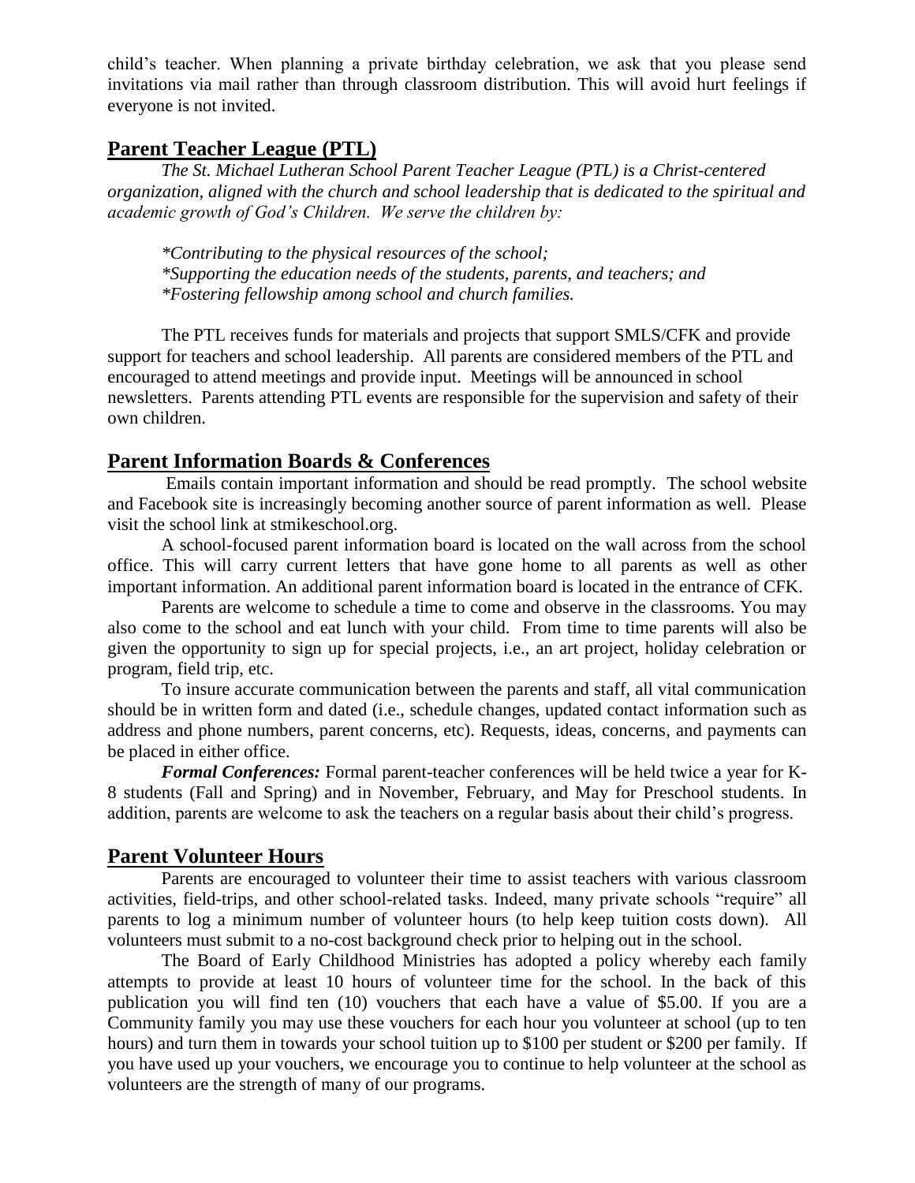child's teacher. When planning a private birthday celebration, we ask that you please send invitations via mail rather than through classroom distribution. This will avoid hurt feelings if everyone is not invited.

## Parent Teacher League (PTL)

*The St. Michael Lutheran School Parent Teacher League (PTL) is a Christ-centered organization, aligned with the church and school leadership that is dedicated to the spiritual and academic growth of God's Children. We serve the children by:*

*\*Contributing to the physical resources of the school;*
*\*Supporting the education needs of the students, parents, and teachers; and*
*\*Fostering fellowship among school and church families.*

The PTL receives funds for materials and projects that support SMLS/CFK and provide support for teachers and school leadership. All parents are considered members of the PTL and encouraged to attend meetings and provide input. Meetings will be announced in school newsletters. Parents attending PTL events are responsible for the supervision and safety of their own children.

## Parent Information Boards & Conferences

Emails contain important information and should be read promptly. The school website and Facebook site is increasingly becoming another source of parent information as well. Please visit the school link at stmikeschool.org.

A school-focused parent information board is located on the wall across from the school office. This will carry current letters that have gone home to all parents as well as other important information. An additional parent information board is located in the entrance of CFK.

Parents are welcome to schedule a time to come and observe in the classrooms. You may also come to the school and eat lunch with your child. From time to time parents will also be given the opportunity to sign up for special projects, i.e., an art project, holiday celebration or program, field trip, etc.

To insure accurate communication between the parents and staff, all vital communication should be in written form and dated (i.e., schedule changes, updated contact information such as address and phone numbers, parent concerns, etc). Requests, ideas, concerns, and payments can be placed in either office.

***Formal Conferences:*** Formal parent-teacher conferences will be held twice a year for K-8 students (Fall and Spring) and in November, February, and May for Preschool students. In addition, parents are welcome to ask the teachers on a regular basis about their child's progress.

## Parent Volunteer Hours

Parents are encouraged to volunteer their time to assist teachers with various classroom activities, field-trips, and other school-related tasks. Indeed, many private schools "require" all parents to log a minimum number of volunteer hours (to help keep tuition costs down). All volunteers must submit to a no-cost background check prior to helping out in the school.

The Board of Early Childhood Ministries has adopted a policy whereby each family attempts to provide at least 10 hours of volunteer time for the school. In the back of this publication you will find ten (10) vouchers that each have a value of $5.00. If you are a Community family you may use these vouchers for each hour you volunteer at school (up to ten hours) and turn them in towards your school tuition up to $100 per student or $200 per family. If you have used up your vouchers, we encourage you to continue to help volunteer at the school as volunteers are the strength of many of our programs.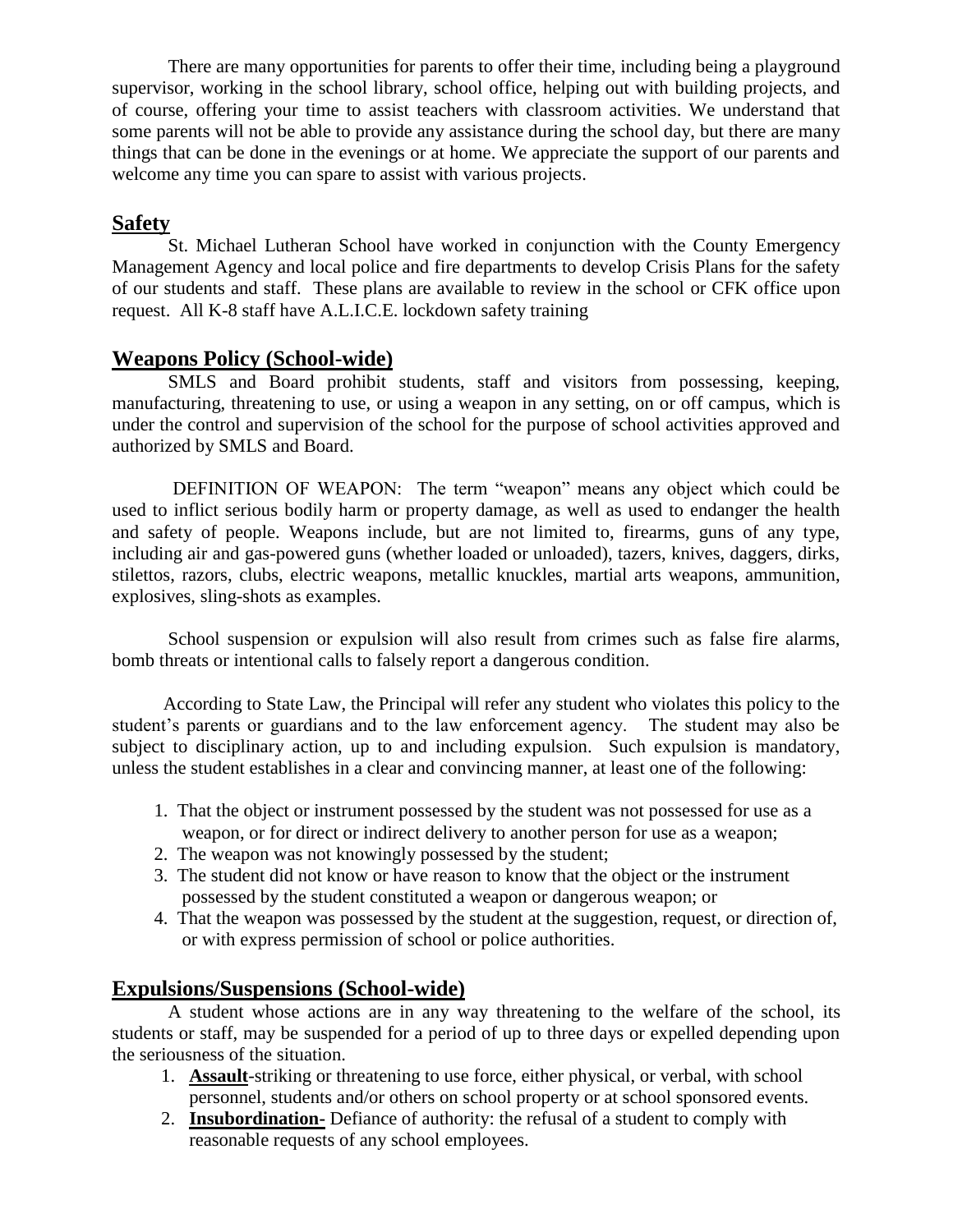There are many opportunities for parents to offer their time, including being a playground supervisor, working in the school library, school office, helping out with building projects, and of course, offering your time to assist teachers with classroom activities. We understand that some parents will not be able to provide any assistance during the school day, but there are many things that can be done in the evenings or at home. We appreciate the support of our parents and welcome any time you can spare to assist with various projects.

## Safety

St. Michael Lutheran School have worked in conjunction with the County Emergency Management Agency and local police and fire departments to develop Crisis Plans for the safety of our students and staff. These plans are available to review in the school or CFK office upon request. All K-8 staff have A.L.I.C.E. lockdown safety training

## Weapons Policy (School-wide)

SMLS and Board prohibit students, staff and visitors from possessing, keeping, manufacturing, threatening to use, or using a weapon in any setting, on or off campus, which is under the control and supervision of the school for the purpose of school activities approved and authorized by SMLS and Board.

DEFINITION OF WEAPON: The term "weapon" means any object which could be used to inflict serious bodily harm or property damage, as well as used to endanger the health and safety of people. Weapons include, but are not limited to, firearms, guns of any type, including air and gas-powered guns (whether loaded or unloaded), tazers, knives, daggers, dirks, stilettos, razors, clubs, electric weapons, metallic knuckles, martial arts weapons, ammunition, explosives, sling-shots as examples.

School suspension or expulsion will also result from crimes such as false fire alarms, bomb threats or intentional calls to falsely report a dangerous condition.

According to State Law, the Principal will refer any student who violates this policy to the student's parents or guardians and to the law enforcement agency. The student may also be subject to disciplinary action, up to and including expulsion. Such expulsion is mandatory, unless the student establishes in a clear and convincing manner, at least one of the following:

1. That the object or instrument possessed by the student was not possessed for use as a weapon, or for direct or indirect delivery to another person for use as a weapon;
2. The weapon was not knowingly possessed by the student;
3. The student did not know or have reason to know that the object or the instrument possessed by the student constituted a weapon or dangerous weapon; or
4. That the weapon was possessed by the student at the suggestion, request, or direction of, or with express permission of school or police authorities.

## Expulsions/Suspensions (School-wide)

A student whose actions are in any way threatening to the welfare of the school, its students or staff, may be suspended for a period of up to three days or expelled depending upon the seriousness of the situation.

1. **Assault**-striking or threatening to use force, either physical, or verbal, with school personnel, students and/or others on school property or at school sponsored events.
2. **Insubordination-** Defiance of authority: the refusal of a student to comply with reasonable requests of any school employees.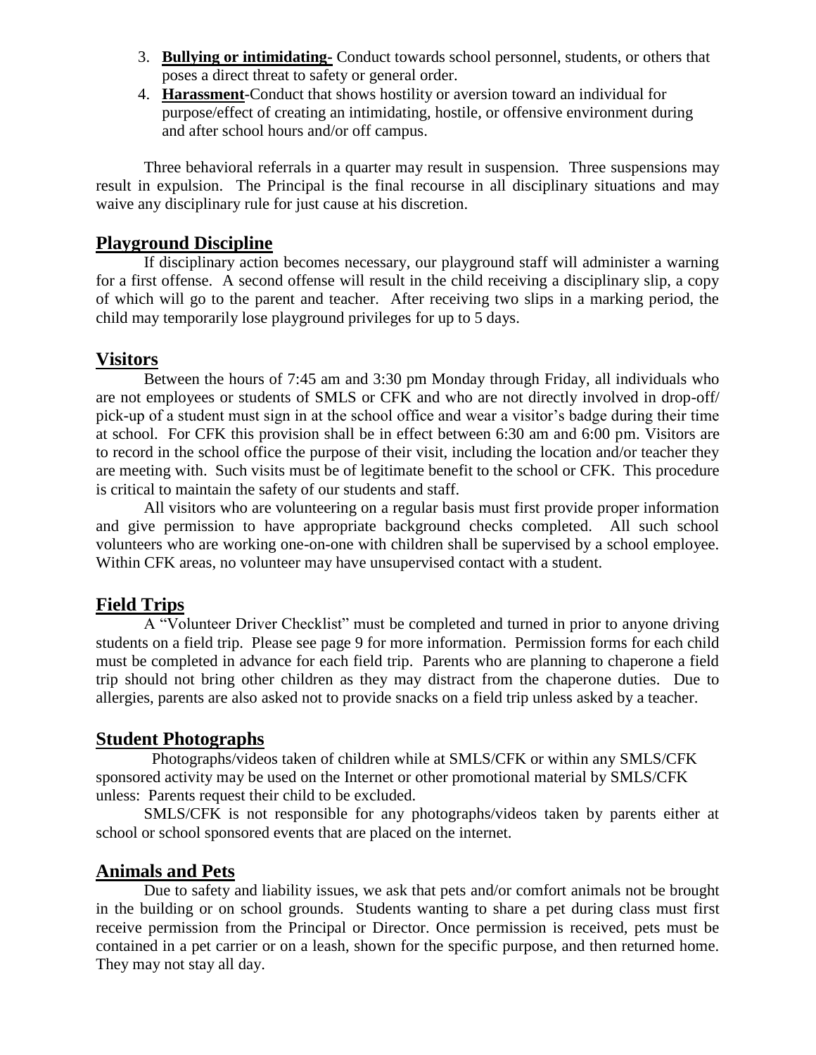3. **Bullying or intimidating-** Conduct towards school personnel, students, or others that poses a direct threat to safety or general order.
4. **Harassment**-Conduct that shows hostility or aversion toward an individual for purpose/effect of creating an intimidating, hostile, or offensive environment during and after school hours and/or off campus.

Three behavioral referrals in a quarter may result in suspension. Three suspensions may result in expulsion. The Principal is the final recourse in all disciplinary situations and may waive any disciplinary rule for just cause at his discretion.

## Playground Discipline

If disciplinary action becomes necessary, our playground staff will administer a warning for a first offense. A second offense will result in the child receiving a disciplinary slip, a copy of which will go to the parent and teacher. After receiving two slips in a marking period, the child may temporarily lose playground privileges for up to 5 days.

## Visitors

Between the hours of 7:45 am and 3:30 pm Monday through Friday, all individuals who are not employees or students of SMLS or CFK and who are not directly involved in drop-off/ pick-up of a student must sign in at the school office and wear a visitor's badge during their time at school. For CFK this provision shall be in effect between 6:30 am and 6:00 pm. Visitors are to record in the school office the purpose of their visit, including the location and/or teacher they are meeting with. Such visits must be of legitimate benefit to the school or CFK. This procedure is critical to maintain the safety of our students and staff.

All visitors who are volunteering on a regular basis must first provide proper information and give permission to have appropriate background checks completed. All such school volunteers who are working one-on-one with children shall be supervised by a school employee. Within CFK areas, no volunteer may have unsupervised contact with a student.

## Field Trips

A "Volunteer Driver Checklist" must be completed and turned in prior to anyone driving students on a field trip. Please see page 9 for more information. Permission forms for each child must be completed in advance for each field trip. Parents who are planning to chaperone a field trip should not bring other children as they may distract from the chaperone duties. Due to allergies, parents are also asked not to provide snacks on a field trip unless asked by a teacher.

## Student Photographs

Photographs/videos taken of children while at SMLS/CFK or within any SMLS/CFK sponsored activity may be used on the Internet or other promotional material by SMLS/CFK unless: Parents request their child to be excluded.

SMLS/CFK is not responsible for any photographs/videos taken by parents either at school or school sponsored events that are placed on the internet.

## Animals and Pets

Due to safety and liability issues, we ask that pets and/or comfort animals not be brought in the building or on school grounds. Students wanting to share a pet during class must first receive permission from the Principal or Director. Once permission is received, pets must be contained in a pet carrier or on a leash, shown for the specific purpose, and then returned home. They may not stay all day.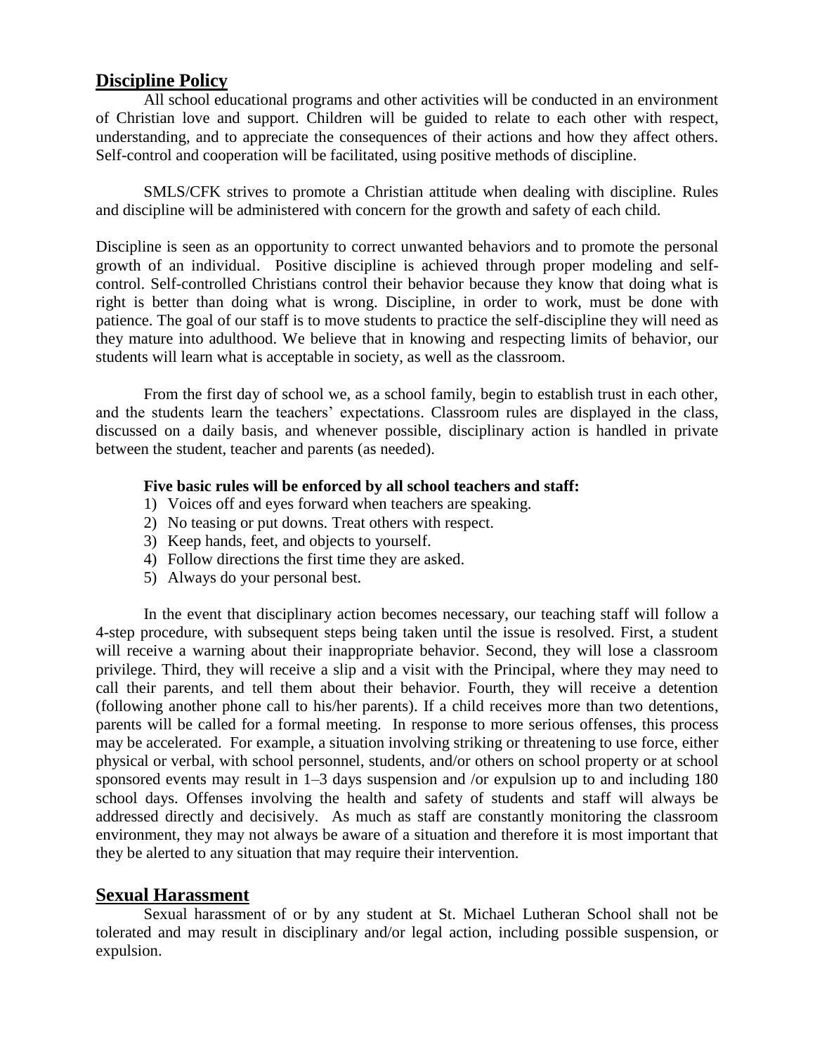## Discipline Policy

All school educational programs and other activities will be conducted in an environment of Christian love and support. Children will be guided to relate to each other with respect, understanding, and to appreciate the consequences of their actions and how they affect others. Self-control and cooperation will be facilitated, using positive methods of discipline.

SMLS/CFK strives to promote a Christian attitude when dealing with discipline. Rules and discipline will be administered with concern for the growth and safety of each child.

Discipline is seen as an opportunity to correct unwanted behaviors and to promote the personal growth of an individual. Positive discipline is achieved through proper modeling and self-control. Self-controlled Christians control their behavior because they know that doing what is right is better than doing what is wrong. Discipline, in order to work, must be done with patience. The goal of our staff is to move students to practice the self-discipline they will need as they mature into adulthood. We believe that in knowing and respecting limits of behavior, our students will learn what is acceptable in society, as well as the classroom.

From the first day of school we, as a school family, begin to establish trust in each other, and the students learn the teachers' expectations. Classroom rules are displayed in the class, discussed on a daily basis, and whenever possible, disciplinary action is handled in private between the student, teacher and parents (as needed).

**Five basic rules will be enforced by all school teachers and staff:**

1) Voices off and eyes forward when teachers are speaking.
2) No teasing or put downs. Treat others with respect.
3) Keep hands, feet, and objects to yourself.
4) Follow directions the first time they are asked.
5) Always do your personal best.

In the event that disciplinary action becomes necessary, our teaching staff will follow a 4-step procedure, with subsequent steps being taken until the issue is resolved. First, a student will receive a warning about their inappropriate behavior. Second, they will lose a classroom privilege. Third, they will receive a slip and a visit with the Principal, where they may need to call their parents, and tell them about their behavior. Fourth, they will receive a detention (following another phone call to his/her parents). If a child receives more than two detentions, parents will be called for a formal meeting. In response to more serious offenses, this process may be accelerated. For example, a situation involving striking or threatening to use force, either physical or verbal, with school personnel, students, and/or others on school property or at school sponsored events may result in 1–3 days suspension and /or expulsion up to and including 180 school days. Offenses involving the health and safety of students and staff will always be addressed directly and decisively. As much as staff are constantly monitoring the classroom environment, they may not always be aware of a situation and therefore it is most important that they be alerted to any situation that may require their intervention.

## Sexual Harassment

Sexual harassment of or by any student at St. Michael Lutheran School shall not be tolerated and may result in disciplinary and/or legal action, including possible suspension, or expulsion.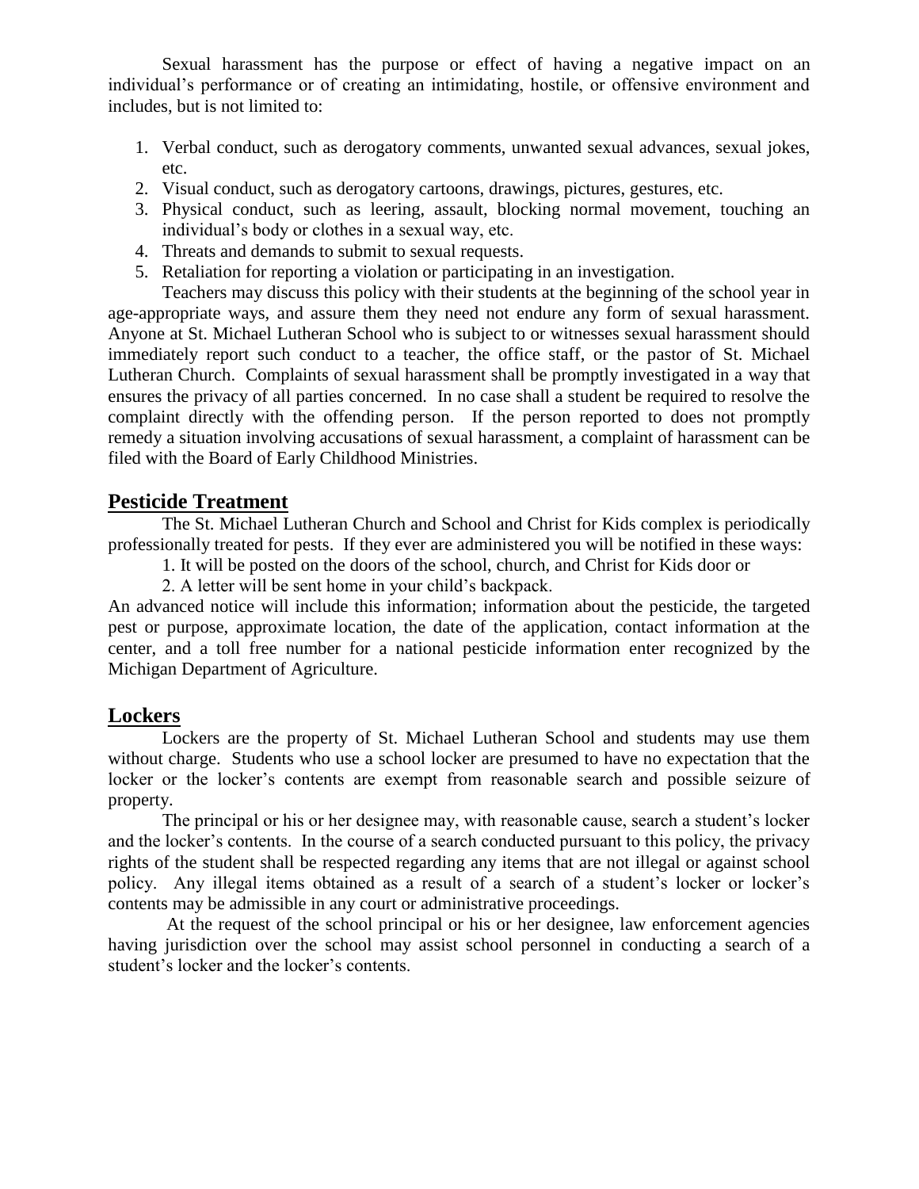Sexual harassment has the purpose or effect of having a negative impact on an individual's performance or of creating an intimidating, hostile, or offensive environment and includes, but is not limited to:

1. Verbal conduct, such as derogatory comments, unwanted sexual advances, sexual jokes, etc.
2. Visual conduct, such as derogatory cartoons, drawings, pictures, gestures, etc.
3. Physical conduct, such as leering, assault, blocking normal movement, touching an individual's body or clothes in a sexual way, etc.
4. Threats and demands to submit to sexual requests.
5. Retaliation for reporting a violation or participating in an investigation.

Teachers may discuss this policy with their students at the beginning of the school year in age-appropriate ways, and assure them they need not endure any form of sexual harassment. Anyone at St. Michael Lutheran School who is subject to or witnesses sexual harassment should immediately report such conduct to a teacher, the office staff, or the pastor of St. Michael Lutheran Church. Complaints of sexual harassment shall be promptly investigated in a way that ensures the privacy of all parties concerned. In no case shall a student be required to resolve the complaint directly with the offending person. If the person reported to does not promptly remedy a situation involving accusations of sexual harassment, a complaint of harassment can be filed with the Board of Early Childhood Ministries.

## Pesticide Treatment

The St. Michael Lutheran Church and School and Christ for Kids complex is periodically professionally treated for pests. If they ever are administered you will be notified in these ways:

1. It will be posted on the doors of the school, church, and Christ for Kids door or
2. A letter will be sent home in your child's backpack.

An advanced notice will include this information; information about the pesticide, the targeted pest or purpose, approximate location, the date of the application, contact information at the center, and a toll free number for a national pesticide information enter recognized by the Michigan Department of Agriculture.

## Lockers

Lockers are the property of St. Michael Lutheran School and students may use them without charge. Students who use a school locker are presumed to have no expectation that the locker or the locker's contents are exempt from reasonable search and possible seizure of property.

The principal or his or her designee may, with reasonable cause, search a student's locker and the locker's contents. In the course of a search conducted pursuant to this policy, the privacy rights of the student shall be respected regarding any items that are not illegal or against school policy. Any illegal items obtained as a result of a search of a student's locker or locker's contents may be admissible in any court or administrative proceedings.

At the request of the school principal or his or her designee, law enforcement agencies having jurisdiction over the school may assist school personnel in conducting a search of a student's locker and the locker's contents.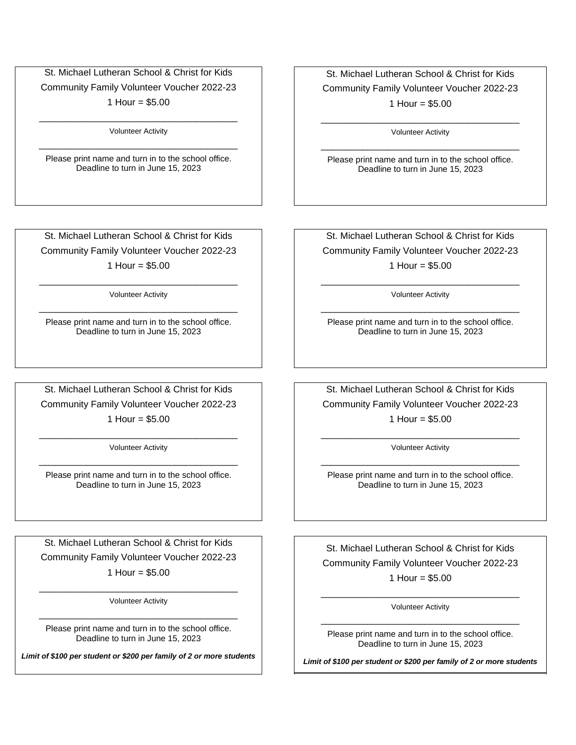St. Michael Lutheran School & Christ for Kids

Community Family Volunteer Voucher 2022-23

1 Hour = $5.00

________________________________________

Volunteer Activity

________________________________________

Please print name and turn in to the school office.
Deadline to turn in June 15, 2023

---

St. Michael Lutheran School & Christ for Kids

Community Family Volunteer Voucher 2022-23

1 Hour = $5.00

________________________________________

Volunteer Activity

________________________________________

Please print name and turn in to the school office.
Deadline to turn in June 15, 2023

---

St. Michael Lutheran School & Christ for Kids

Community Family Volunteer Voucher 2022-23

1 Hour = $5.00

________________________________________

Volunteer Activity

________________________________________

Please print name and turn in to the school office.
Deadline to turn in June 15, 2023

---

St. Michael Lutheran School & Christ for Kids

Community Family Volunteer Voucher 2022-23

1 Hour = $5.00

________________________________________

Volunteer Activity

________________________________________

Please print name and turn in to the school office.
Deadline to turn in June 15, 2023

---

St. Michael Lutheran School & Christ for Kids

Community Family Volunteer Voucher 2022-23

1 Hour = $5.00

________________________________________

Volunteer Activity

________________________________________

Please print name and turn in to the school office.
Deadline to turn in June 15, 2023

---

St. Michael Lutheran School & Christ for Kids

Community Family Volunteer Voucher 2022-23

1 Hour = $5.00

________________________________________

Volunteer Activity

________________________________________

Please print name and turn in to the school office.
Deadline to turn in June 15, 2023

---

St. Michael Lutheran School & Christ for Kids

Community Family Volunteer Voucher 2022-23

1 Hour = $5.00

________________________________________

Volunteer Activity

________________________________________

Please print name and turn in to the school office.
Deadline to turn in June 15, 2023

***Limit of $100 per student or $200 per family of 2 or more students***

---

St. Michael Lutheran School & Christ for Kids

Community Family Volunteer Voucher 2022-23

1 Hour = $5.00

________________________________________

Volunteer Activity

________________________________________

Please print name and turn in to the school office.
Deadline to turn in June 15, 2023

***Limit of $100 per student or $200 per family of 2 or more students***